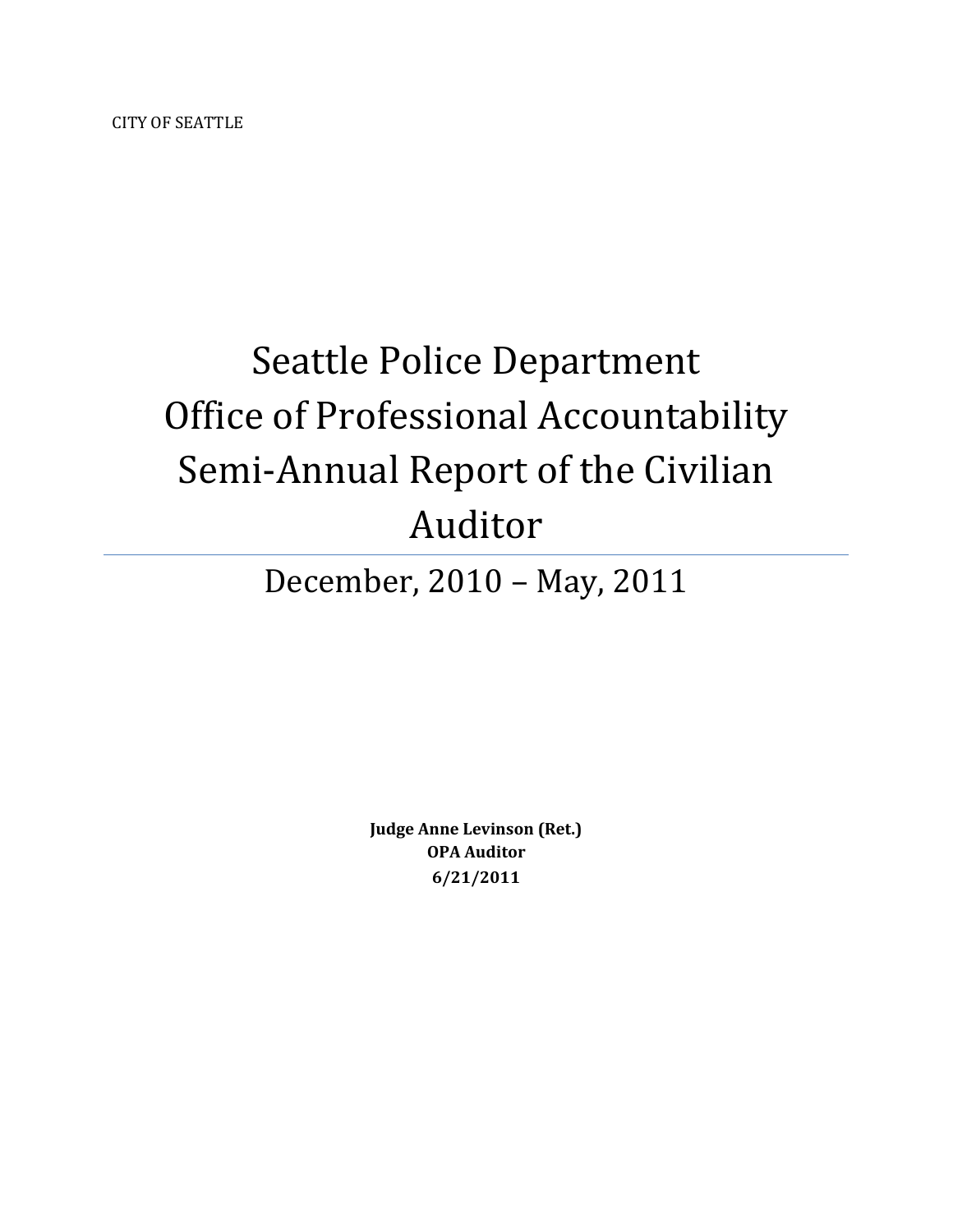CITY OF SEATTLE

# Seattle Police Department Office of Professional Accountability Semi-Annual Report of the Civilian Auditor

## December, 2010 – May, 2011

**Judge Anne Levinson (Ret.)**
**OPA Auditor**
**6/21/2011**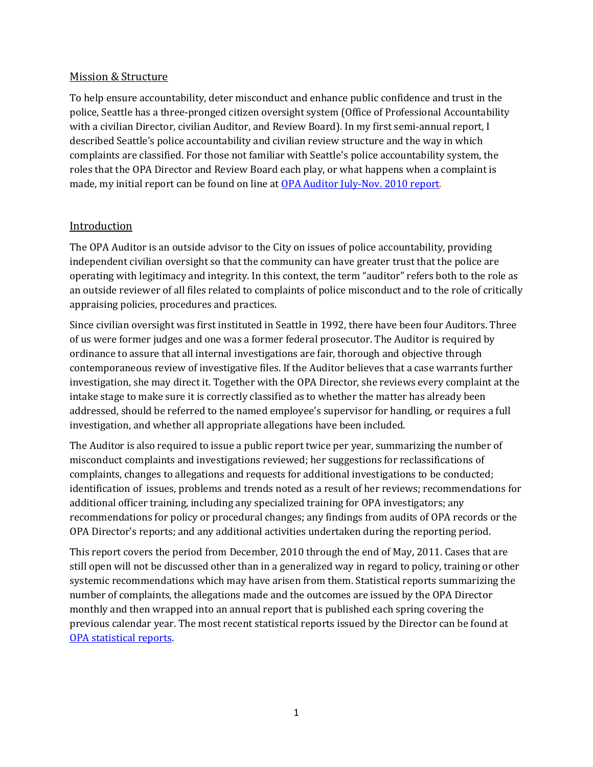## Mission & Structure

To help ensure accountability, deter misconduct and enhance public confidence and trust in the police, Seattle has a three-pronged citizen oversight system (Office of Professional Accountability with a civilian Director, civilian Auditor, and Review Board). In my first semi-annual report, I described Seattle's police accountability and civilian review structure and the way in which complaints are classified. For those not familiar with Seattle's police accountability system, the roles that the OPA Director and Review Board each play, or what happens when a complaint is made, my initial report can be found on line at [OPA Auditor July-Nov. 2010 report](OPA Auditor July-Nov. 2010 report).

## Introduction

The OPA Auditor is an outside advisor to the City on issues of police accountability, providing independent civilian oversight so that the community can have greater trust that the police are operating with legitimacy and integrity. In this context, the term "auditor" refers both to the role as an outside reviewer of all files related to complaints of police misconduct and to the role of critically appraising policies, procedures and practices.

Since civilian oversight was first instituted in Seattle in 1992, there have been four Auditors. Three of us were former judges and one was a former federal prosecutor. The Auditor is required by ordinance to assure that all internal investigations are fair, thorough and objective through contemporaneous review of investigative files. If the Auditor believes that a case warrants further investigation, she may direct it. Together with the OPA Director, she reviews every complaint at the intake stage to make sure it is correctly classified as to whether the matter has already been addressed, should be referred to the named employee's supervisor for handling, or requires a full investigation, and whether all appropriate allegations have been included.

The Auditor is also required to issue a public report twice per year, summarizing the number of misconduct complaints and investigations reviewed; her suggestions for reclassifications of complaints, changes to allegations and requests for additional investigations to be conducted; identification of issues, problems and trends noted as a result of her reviews; recommendations for additional officer training, including any specialized training for OPA investigators; any recommendations for policy or procedural changes; any findings from audits of OPA records or the OPA Director's reports; and any additional activities undertaken during the reporting period.

This report covers the period from December, 2010 through the end of May, 2011. Cases that are still open will not be discussed other than in a generalized way in regard to policy, training or other systemic recommendations which may have arisen from them. Statistical reports summarizing the number of complaints, the allegations made and the outcomes are issued by the OPA Director monthly and then wrapped into an annual report that is published each spring covering the previous calendar year. The most recent statistical reports issued by the Director can be found at [OPA statistical reports](OPA statistical reports).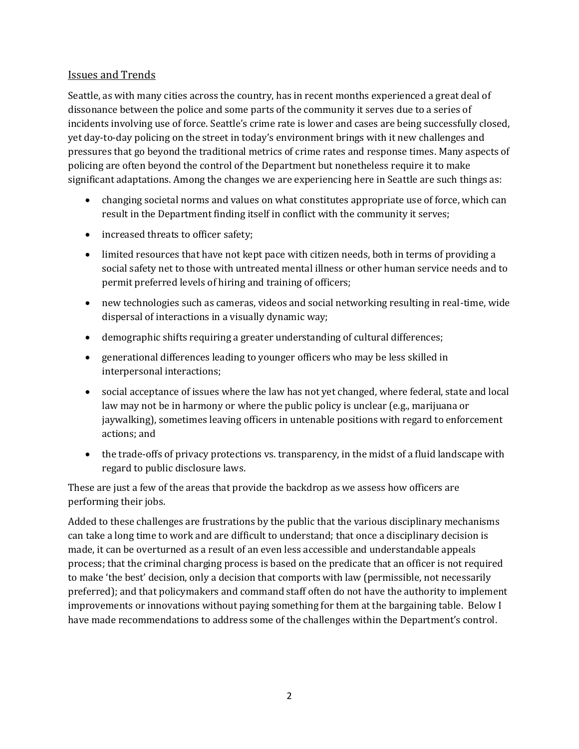## Issues and Trends

Seattle, as with many cities across the country, has in recent months experienced a great deal of dissonance between the police and some parts of the community it serves due to a series of incidents involving use of force. Seattle's crime rate is lower and cases are being successfully closed, yet day-to-day policing on the street in today's environment brings with it new challenges and pressures that go beyond the traditional metrics of crime rates and response times. Many aspects of policing are often beyond the control of the Department but nonetheless require it to make significant adaptations. Among the changes we are experiencing here in Seattle are such things as:

- changing societal norms and values on what constitutes appropriate use of force, which can result in the Department finding itself in conflict with the community it serves;
- increased threats to officer safety;
- limited resources that have not kept pace with citizen needs, both in terms of providing a social safety net to those with untreated mental illness or other human service needs and to permit preferred levels of hiring and training of officers;
- new technologies such as cameras, videos and social networking resulting in real-time, wide dispersal of interactions in a visually dynamic way;
- demographic shifts requiring a greater understanding of cultural differences;
- generational differences leading to younger officers who may be less skilled in interpersonal interactions;
- social acceptance of issues where the law has not yet changed, where federal, state and local law may not be in harmony or where the public policy is unclear (e.g., marijuana or jaywalking), sometimes leaving officers in untenable positions with regard to enforcement actions; and
- the trade-offs of privacy protections vs. transparency, in the midst of a fluid landscape with regard to public disclosure laws.

These are just a few of the areas that provide the backdrop as we assess how officers are performing their jobs.

Added to these challenges are frustrations by the public that the various disciplinary mechanisms can take a long time to work and are difficult to understand; that once a disciplinary decision is made, it can be overturned as a result of an even less accessible and understandable appeals process; that the criminal charging process is based on the predicate that an officer is not required to make 'the best' decision, only a decision that comports with law (permissible, not necessarily preferred); and that policymakers and command staff often do not have the authority to implement improvements or innovations without paying something for them at the bargaining table. Below I have made recommendations to address some of the challenges within the Department's control.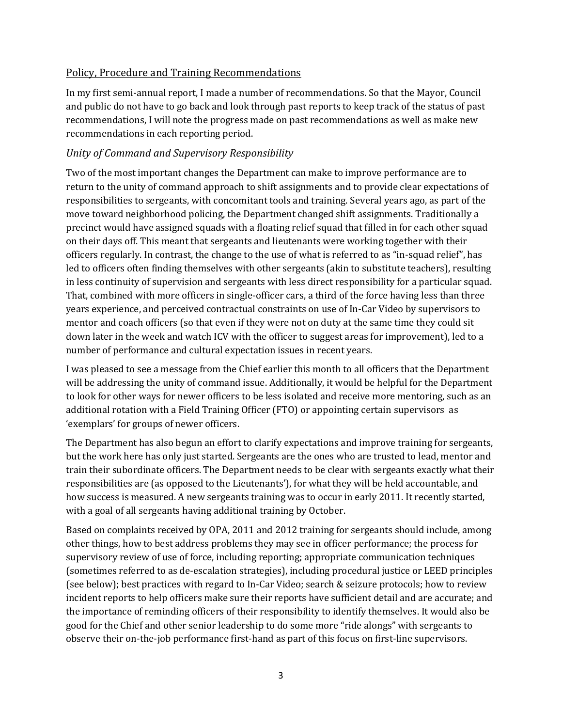## Policy, Procedure and Training Recommendations

In my first semi-annual report, I made a number of recommendations. So that the Mayor, Council and public do not have to go back and look through past reports to keep track of the status of past recommendations, I will note the progress made on past recommendations as well as make new recommendations in each reporting period.

### *Unity of Command and Supervisory Responsibility*

Two of the most important changes the Department can make to improve performance are to return to the unity of command approach to shift assignments and to provide clear expectations of responsibilities to sergeants, with concomitant tools and training. Several years ago, as part of the move toward neighborhood policing, the Department changed shift assignments. Traditionally a precinct would have assigned squads with a floating relief squad that filled in for each other squad on their days off. This meant that sergeants and lieutenants were working together with their officers regularly. In contrast, the change to the use of what is referred to as "in-squad relief", has led to officers often finding themselves with other sergeants (akin to substitute teachers), resulting in less continuity of supervision and sergeants with less direct responsibility for a particular squad. That, combined with more officers in single-officer cars, a third of the force having less than three years experience, and perceived contractual constraints on use of In-Car Video by supervisors to mentor and coach officers (so that even if they were not on duty at the same time they could sit down later in the week and watch ICV with the officer to suggest areas for improvement), led to a number of performance and cultural expectation issues in recent years.

I was pleased to see a message from the Chief earlier this month to all officers that the Department will be addressing the unity of command issue. Additionally, it would be helpful for the Department to look for other ways for newer officers to be less isolated and receive more mentoring, such as an additional rotation with a Field Training Officer (FTO) or appointing certain supervisors as 'exemplars' for groups of newer officers.

The Department has also begun an effort to clarify expectations and improve training for sergeants, but the work here has only just started. Sergeants are the ones who are trusted to lead, mentor and train their subordinate officers. The Department needs to be clear with sergeants exactly what their responsibilities are (as opposed to the Lieutenants'), for what they will be held accountable, and how success is measured. A new sergeants training was to occur in early 2011. It recently started, with a goal of all sergeants having additional training by October.

Based on complaints received by OPA, 2011 and 2012 training for sergeants should include, among other things, how to best address problems they may see in officer performance; the process for supervisory review of use of force, including reporting; appropriate communication techniques (sometimes referred to as de-escalation strategies), including procedural justice or LEED principles (see below); best practices with regard to In-Car Video; search & seizure protocols; how to review incident reports to help officers make sure their reports have sufficient detail and are accurate; and the importance of reminding officers of their responsibility to identify themselves. It would also be good for the Chief and other senior leadership to do some more "ride alongs" with sergeants to observe their on-the-job performance first-hand as part of this focus on first-line supervisors.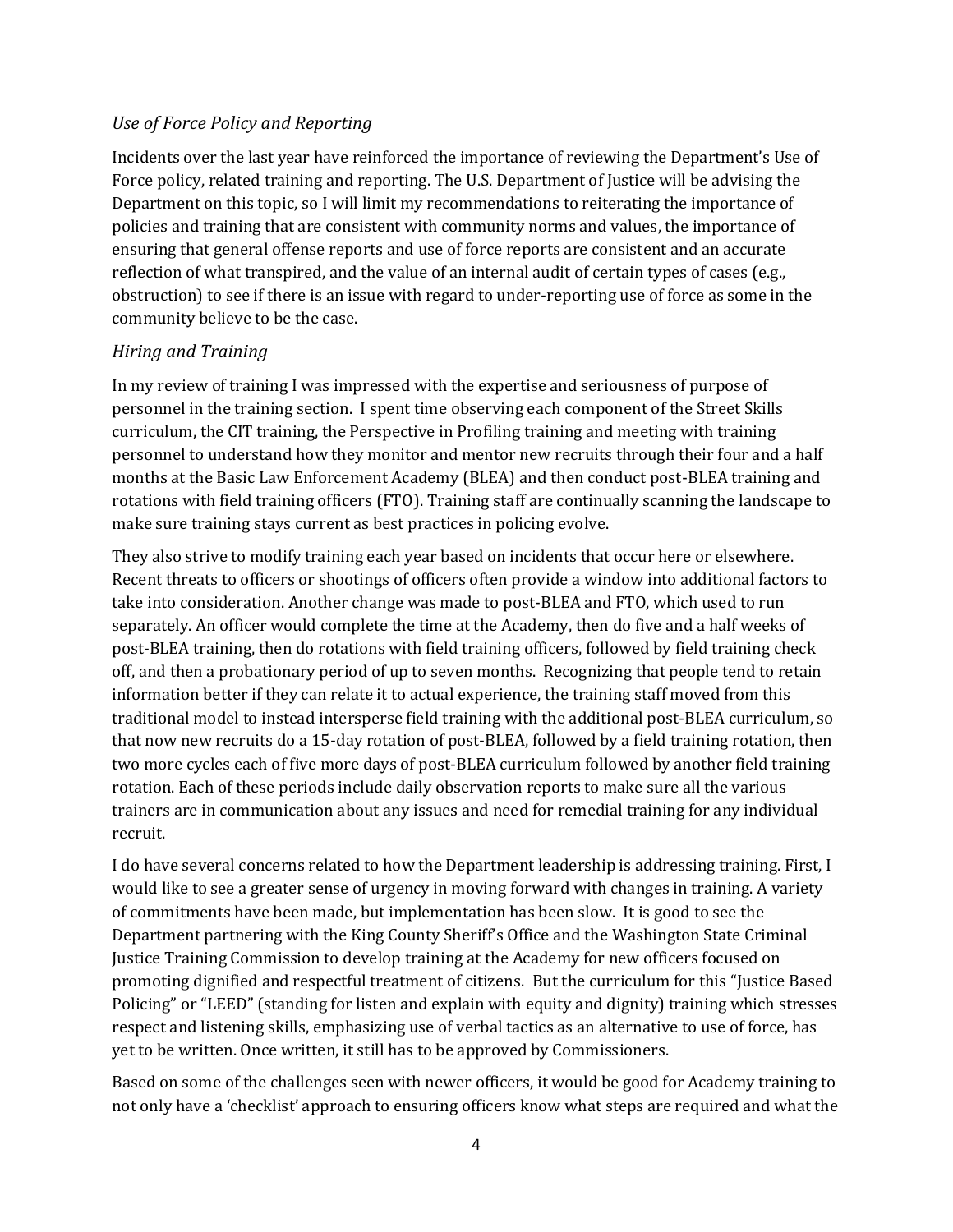### *Use of Force Policy and Reporting*

Incidents over the last year have reinforced the importance of reviewing the Department's Use of Force policy, related training and reporting. The U.S. Department of Justice will be advising the Department on this topic, so I will limit my recommendations to reiterating the importance of policies and training that are consistent with community norms and values, the importance of ensuring that general offense reports and use of force reports are consistent and an accurate reflection of what transpired, and the value of an internal audit of certain types of cases (e.g., obstruction) to see if there is an issue with regard to under-reporting use of force as some in the community believe to be the case.

### *Hiring and Training*

In my review of training I was impressed with the expertise and seriousness of purpose of personnel in the training section. I spent time observing each component of the Street Skills curriculum, the CIT training, the Perspective in Profiling training and meeting with training personnel to understand how they monitor and mentor new recruits through their four and a half months at the Basic Law Enforcement Academy (BLEA) and then conduct post-BLEA training and rotations with field training officers (FTO). Training staff are continually scanning the landscape to make sure training stays current as best practices in policing evolve.

They also strive to modify training each year based on incidents that occur here or elsewhere. Recent threats to officers or shootings of officers often provide a window into additional factors to take into consideration. Another change was made to post-BLEA and FTO, which used to run separately. An officer would complete the time at the Academy, then do five and a half weeks of post-BLEA training, then do rotations with field training officers, followed by field training check off, and then a probationary period of up to seven months. Recognizing that people tend to retain information better if they can relate it to actual experience, the training staff moved from this traditional model to instead intersperse field training with the additional post-BLEA curriculum, so that now new recruits do a 15-day rotation of post-BLEA, followed by a field training rotation, then two more cycles each of five more days of post-BLEA curriculum followed by another field training rotation. Each of these periods include daily observation reports to make sure all the various trainers are in communication about any issues and need for remedial training for any individual recruit.

I do have several concerns related to how the Department leadership is addressing training. First, I would like to see a greater sense of urgency in moving forward with changes in training. A variety of commitments have been made, but implementation has been slow. It is good to see the Department partnering with the King County Sheriff's Office and the Washington State Criminal Justice Training Commission to develop training at the Academy for new officers focused on promoting dignified and respectful treatment of citizens. But the curriculum for this "Justice Based Policing" or "LEED" (standing for listen and explain with equity and dignity) training which stresses respect and listening skills, emphasizing use of verbal tactics as an alternative to use of force, has yet to be written. Once written, it still has to be approved by Commissioners.

Based on some of the challenges seen with newer officers, it would be good for Academy training to not only have a 'checklist' approach to ensuring officers know what steps are required and what the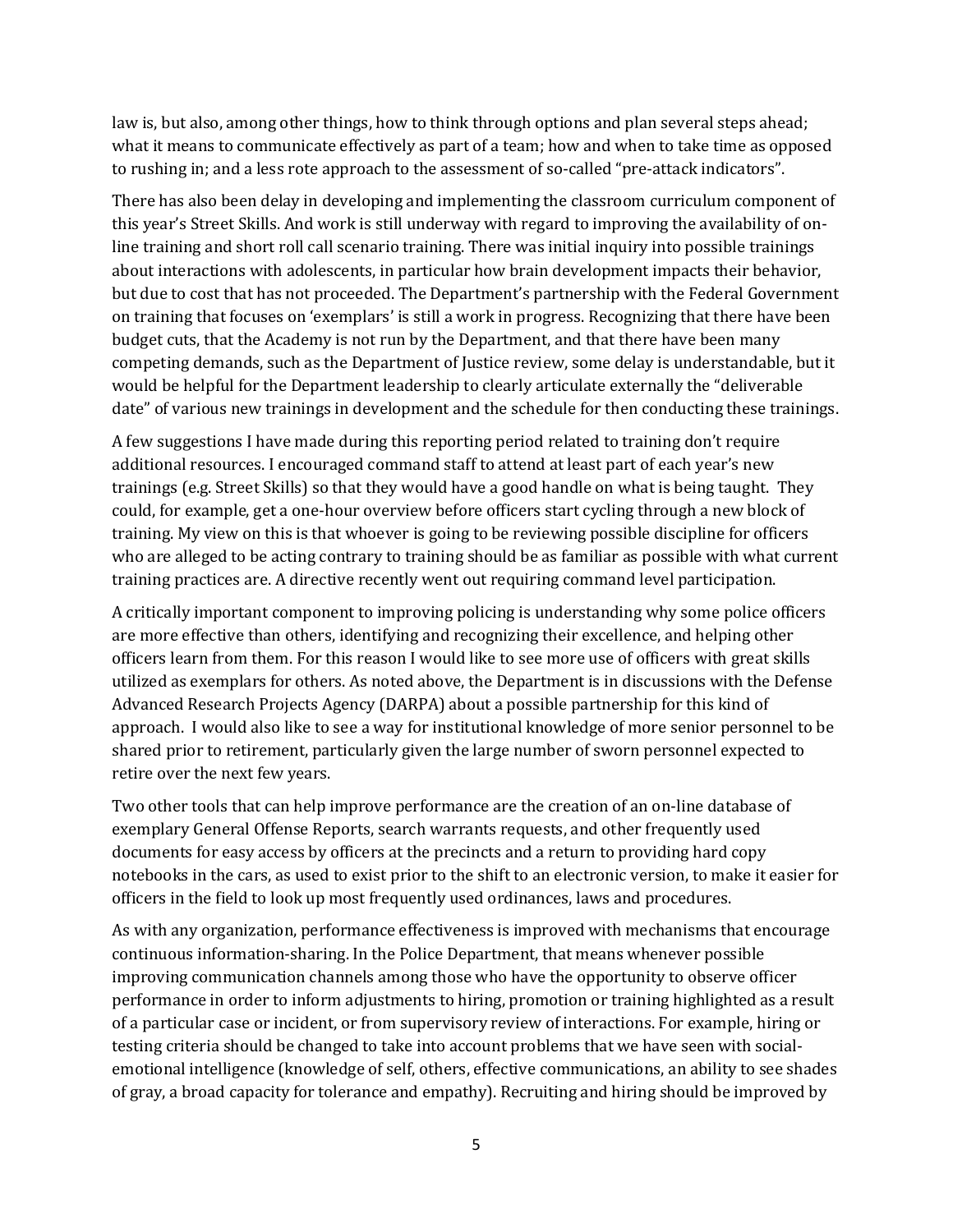law is, but also, among other things, how to think through options and plan several steps ahead; what it means to communicate effectively as part of a team; how and when to take time as opposed to rushing in; and a less rote approach to the assessment of so-called "pre-attack indicators".

There has also been delay in developing and implementing the classroom curriculum component of this year's Street Skills. And work is still underway with regard to improving the availability of on-line training and short roll call scenario training. There was initial inquiry into possible trainings about interactions with adolescents, in particular how brain development impacts their behavior, but due to cost that has not proceeded. The Department's partnership with the Federal Government on training that focuses on 'exemplars' is still a work in progress. Recognizing that there have been budget cuts, that the Academy is not run by the Department, and that there have been many competing demands, such as the Department of Justice review, some delay is understandable, but it would be helpful for the Department leadership to clearly articulate externally the "deliverable date" of various new trainings in development and the schedule for then conducting these trainings.

A few suggestions I have made during this reporting period related to training don't require additional resources. I encouraged command staff to attend at least part of each year's new trainings (e.g. Street Skills) so that they would have a good handle on what is being taught. They could, for example, get a one-hour overview before officers start cycling through a new block of training. My view on this is that whoever is going to be reviewing possible discipline for officers who are alleged to be acting contrary to training should be as familiar as possible with what current training practices are. A directive recently went out requiring command level participation.

A critically important component to improving policing is understanding why some police officers are more effective than others, identifying and recognizing their excellence, and helping other officers learn from them. For this reason I would like to see more use of officers with great skills utilized as exemplars for others. As noted above, the Department is in discussions with the Defense Advanced Research Projects Agency (DARPA) about a possible partnership for this kind of approach. I would also like to see a way for institutional knowledge of more senior personnel to be shared prior to retirement, particularly given the large number of sworn personnel expected to retire over the next few years.

Two other tools that can help improve performance are the creation of an on-line database of exemplary General Offense Reports, search warrants requests, and other frequently used documents for easy access by officers at the precincts and a return to providing hard copy notebooks in the cars, as used to exist prior to the shift to an electronic version, to make it easier for officers in the field to look up most frequently used ordinances, laws and procedures.

As with any organization, performance effectiveness is improved with mechanisms that encourage continuous information-sharing. In the Police Department, that means whenever possible improving communication channels among those who have the opportunity to observe officer performance in order to inform adjustments to hiring, promotion or training highlighted as a result of a particular case or incident, or from supervisory review of interactions. For example, hiring or testing criteria should be changed to take into account problems that we have seen with social-emotional intelligence (knowledge of self, others, effective communications, an ability to see shades of gray, a broad capacity for tolerance and empathy). Recruiting and hiring should be improved by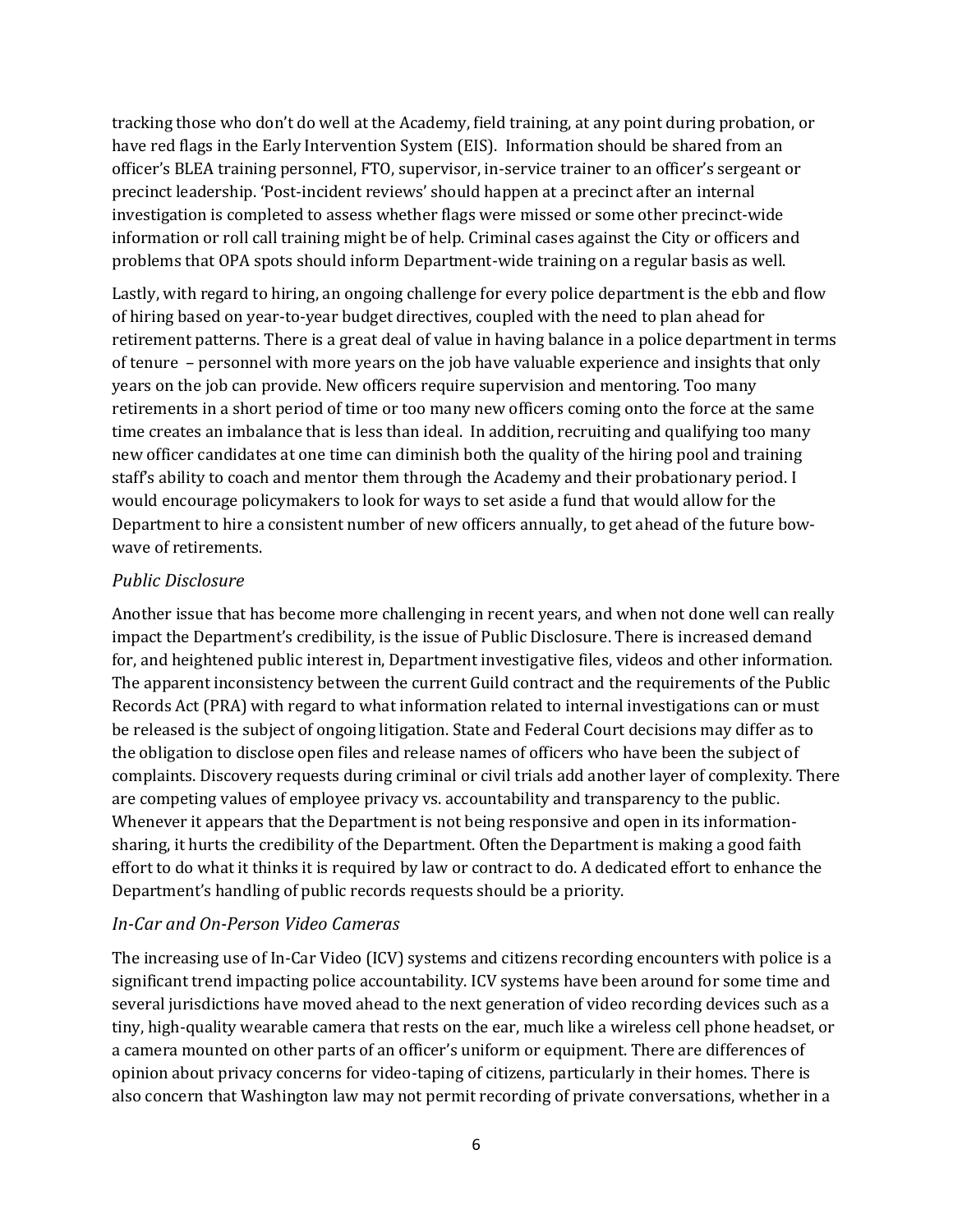tracking those who don't do well at the Academy, field training, at any point during probation, or have red flags in the Early Intervention System (EIS). Information should be shared from an officer's BLEA training personnel, FTO, supervisor, in-service trainer to an officer's sergeant or precinct leadership. 'Post-incident reviews' should happen at a precinct after an internal investigation is completed to assess whether flags were missed or some other precinct-wide information or roll call training might be of help. Criminal cases against the City or officers and problems that OPA spots should inform Department-wide training on a regular basis as well.

Lastly, with regard to hiring, an ongoing challenge for every police department is the ebb and flow of hiring based on year-to-year budget directives, coupled with the need to plan ahead for retirement patterns. There is a great deal of value in having balance in a police department in terms of tenure – personnel with more years on the job have valuable experience and insights that only years on the job can provide. New officers require supervision and mentoring. Too many retirements in a short period of time or too many new officers coming onto the force at the same time creates an imbalance that is less than ideal. In addition, recruiting and qualifying too many new officer candidates at one time can diminish both the quality of the hiring pool and training staff's ability to coach and mentor them through the Academy and their probationary period. I would encourage policymakers to look for ways to set aside a fund that would allow for the Department to hire a consistent number of new officers annually, to get ahead of the future bow-wave of retirements.

### *Public Disclosure*

Another issue that has become more challenging in recent years, and when not done well can really impact the Department's credibility, is the issue of Public Disclosure. There is increased demand for, and heightened public interest in, Department investigative files, videos and other information. The apparent inconsistency between the current Guild contract and the requirements of the Public Records Act (PRA) with regard to what information related to internal investigations can or must be released is the subject of ongoing litigation. State and Federal Court decisions may differ as to the obligation to disclose open files and release names of officers who have been the subject of complaints. Discovery requests during criminal or civil trials add another layer of complexity. There are competing values of employee privacy vs. accountability and transparency to the public. Whenever it appears that the Department is not being responsive and open in its information-sharing, it hurts the credibility of the Department. Often the Department is making a good faith effort to do what it thinks it is required by law or contract to do. A dedicated effort to enhance the Department's handling of public records requests should be a priority.

### *In-Car and On-Person Video Cameras*

The increasing use of In-Car Video (ICV) systems and citizens recording encounters with police is a significant trend impacting police accountability. ICV systems have been around for some time and several jurisdictions have moved ahead to the next generation of video recording devices such as a tiny, high-quality wearable camera that rests on the ear, much like a wireless cell phone headset, or a camera mounted on other parts of an officer's uniform or equipment. There are differences of opinion about privacy concerns for video-taping of citizens, particularly in their homes. There is also concern that Washington law may not permit recording of private conversations, whether in a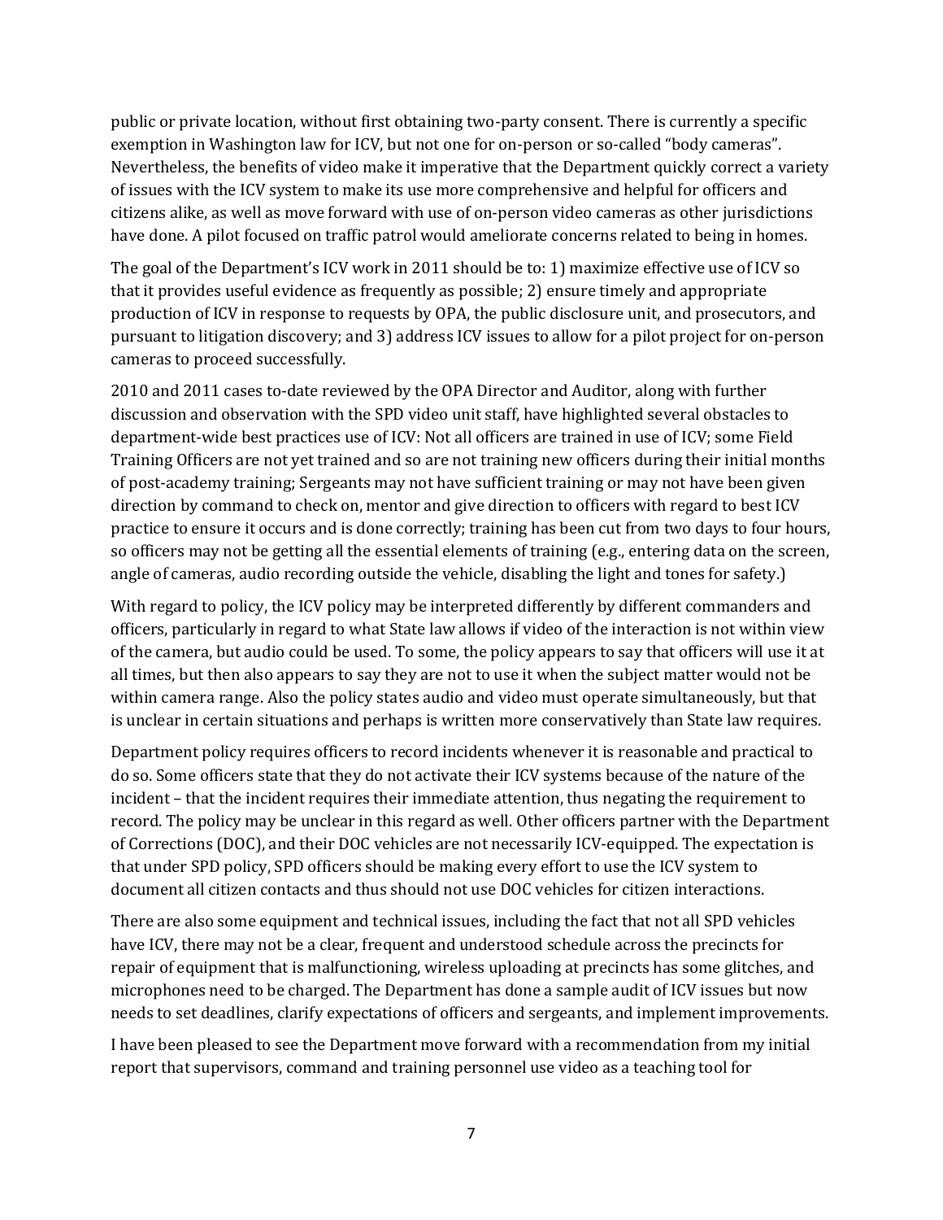public or private location, without first obtaining two-party consent. There is currently a specific exemption in Washington law for ICV, but not one for on-person or so-called "body cameras". Nevertheless, the benefits of video make it imperative that the Department quickly correct a variety of issues with the ICV system to make its use more comprehensive and helpful for officers and citizens alike, as well as move forward with use of on-person video cameras as other jurisdictions have done. A pilot focused on traffic patrol would ameliorate concerns related to being in homes.

The goal of the Department's ICV work in 2011 should be to: 1) maximize effective use of ICV so that it provides useful evidence as frequently as possible; 2) ensure timely and appropriate production of ICV in response to requests by OPA, the public disclosure unit, and prosecutors, and pursuant to litigation discovery; and 3) address ICV issues to allow for a pilot project for on-person cameras to proceed successfully.

2010 and 2011 cases to-date reviewed by the OPA Director and Auditor, along with further discussion and observation with the SPD video unit staff, have highlighted several obstacles to department-wide best practices use of ICV: Not all officers are trained in use of ICV; some Field Training Officers are not yet trained and so are not training new officers during their initial months of post-academy training; Sergeants may not have sufficient training or may not have been given direction by command to check on, mentor and give direction to officers with regard to best ICV practice to ensure it occurs and is done correctly; training has been cut from two days to four hours, so officers may not be getting all the essential elements of training (e.g., entering data on the screen, angle of cameras, audio recording outside the vehicle, disabling the light and tones for safety.)

With regard to policy, the ICV policy may be interpreted differently by different commanders and officers, particularly in regard to what State law allows if video of the interaction is not within view of the camera, but audio could be used. To some, the policy appears to say that officers will use it at all times, but then also appears to say they are not to use it when the subject matter would not be within camera range. Also the policy states audio and video must operate simultaneously, but that is unclear in certain situations and perhaps is written more conservatively than State law requires.

Department policy requires officers to record incidents whenever it is reasonable and practical to do so. Some officers state that they do not activate their ICV systems because of the nature of the incident – that the incident requires their immediate attention, thus negating the requirement to record. The policy may be unclear in this regard as well. Other officers partner with the Department of Corrections (DOC), and their DOC vehicles are not necessarily ICV-equipped. The expectation is that under SPD policy, SPD officers should be making every effort to use the ICV system to document all citizen contacts and thus should not use DOC vehicles for citizen interactions.

There are also some equipment and technical issues, including the fact that not all SPD vehicles have ICV, there may not be a clear, frequent and understood schedule across the precincts for repair of equipment that is malfunctioning, wireless uploading at precincts has some glitches, and microphones need to be charged. The Department has done a sample audit of ICV issues but now needs to set deadlines, clarify expectations of officers and sergeants, and implement improvements.

I have been pleased to see the Department move forward with a recommendation from my initial report that supervisors, command and training personnel use video as a teaching tool for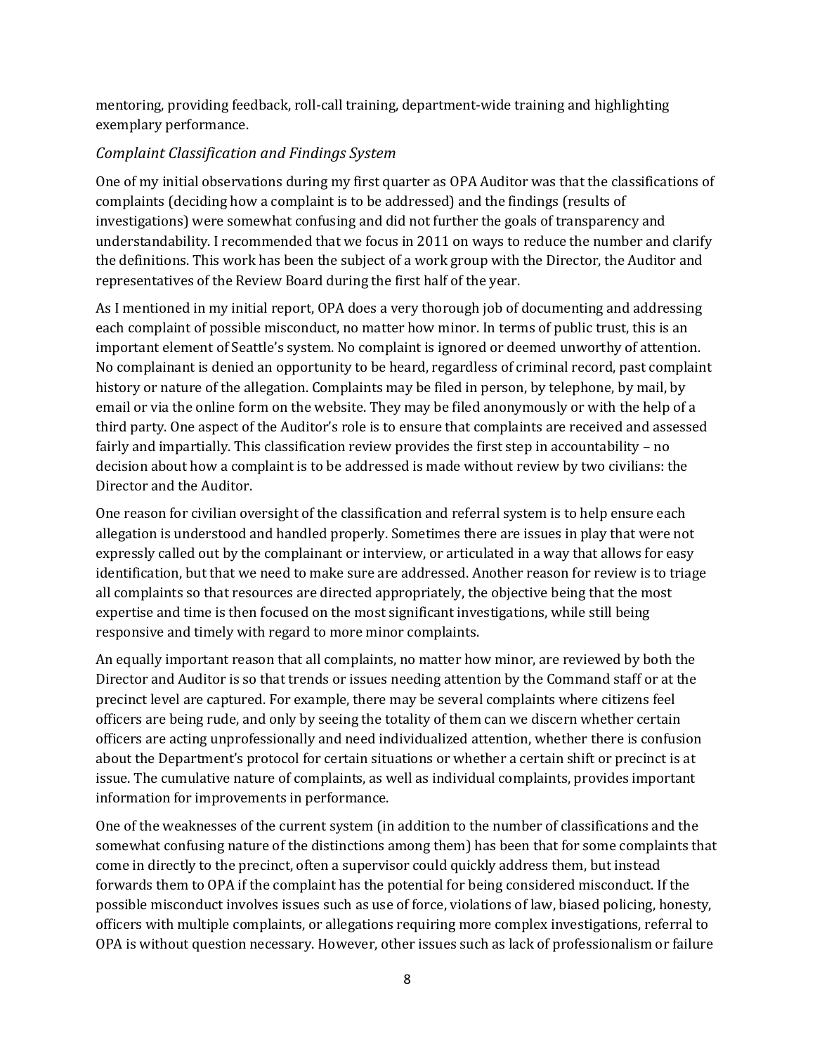mentoring, providing feedback, roll-call training, department-wide training and highlighting exemplary performance.

*Complaint Classification and Findings System*

One of my initial observations during my first quarter as OPA Auditor was that the classifications of complaints (deciding how a complaint is to be addressed) and the findings (results of investigations) were somewhat confusing and did not further the goals of transparency and understandability. I recommended that we focus in 2011 on ways to reduce the number and clarify the definitions. This work has been the subject of a work group with the Director, the Auditor and representatives of the Review Board during the first half of the year.

As I mentioned in my initial report, OPA does a very thorough job of documenting and addressing each complaint of possible misconduct, no matter how minor. In terms of public trust, this is an important element of Seattle's system. No complaint is ignored or deemed unworthy of attention. No complainant is denied an opportunity to be heard, regardless of criminal record, past complaint history or nature of the allegation. Complaints may be filed in person, by telephone, by mail, by email or via the online form on the website. They may be filed anonymously or with the help of a third party. One aspect of the Auditor's role is to ensure that complaints are received and assessed fairly and impartially. This classification review provides the first step in accountability – no decision about how a complaint is to be addressed is made without review by two civilians: the Director and the Auditor.

One reason for civilian oversight of the classification and referral system is to help ensure each allegation is understood and handled properly. Sometimes there are issues in play that were not expressly called out by the complainant or interview, or articulated in a way that allows for easy identification, but that we need to make sure are addressed. Another reason for review is to triage all complaints so that resources are directed appropriately, the objective being that the most expertise and time is then focused on the most significant investigations, while still being responsive and timely with regard to more minor complaints.

An equally important reason that all complaints, no matter how minor, are reviewed by both the Director and Auditor is so that trends or issues needing attention by the Command staff or at the precinct level are captured. For example, there may be several complaints where citizens feel officers are being rude, and only by seeing the totality of them can we discern whether certain officers are acting unprofessionally and need individualized attention, whether there is confusion about the Department's protocol for certain situations or whether a certain shift or precinct is at issue. The cumulative nature of complaints, as well as individual complaints, provides important information for improvements in performance.

One of the weaknesses of the current system (in addition to the number of classifications and the somewhat confusing nature of the distinctions among them) has been that for some complaints that come in directly to the precinct, often a supervisor could quickly address them, but instead forwards them to OPA if the complaint has the potential for being considered misconduct. If the possible misconduct involves issues such as use of force, violations of law, biased policing, honesty, officers with multiple complaints, or allegations requiring more complex investigations, referral to OPA is without question necessary. However, other issues such as lack of professionalism or failure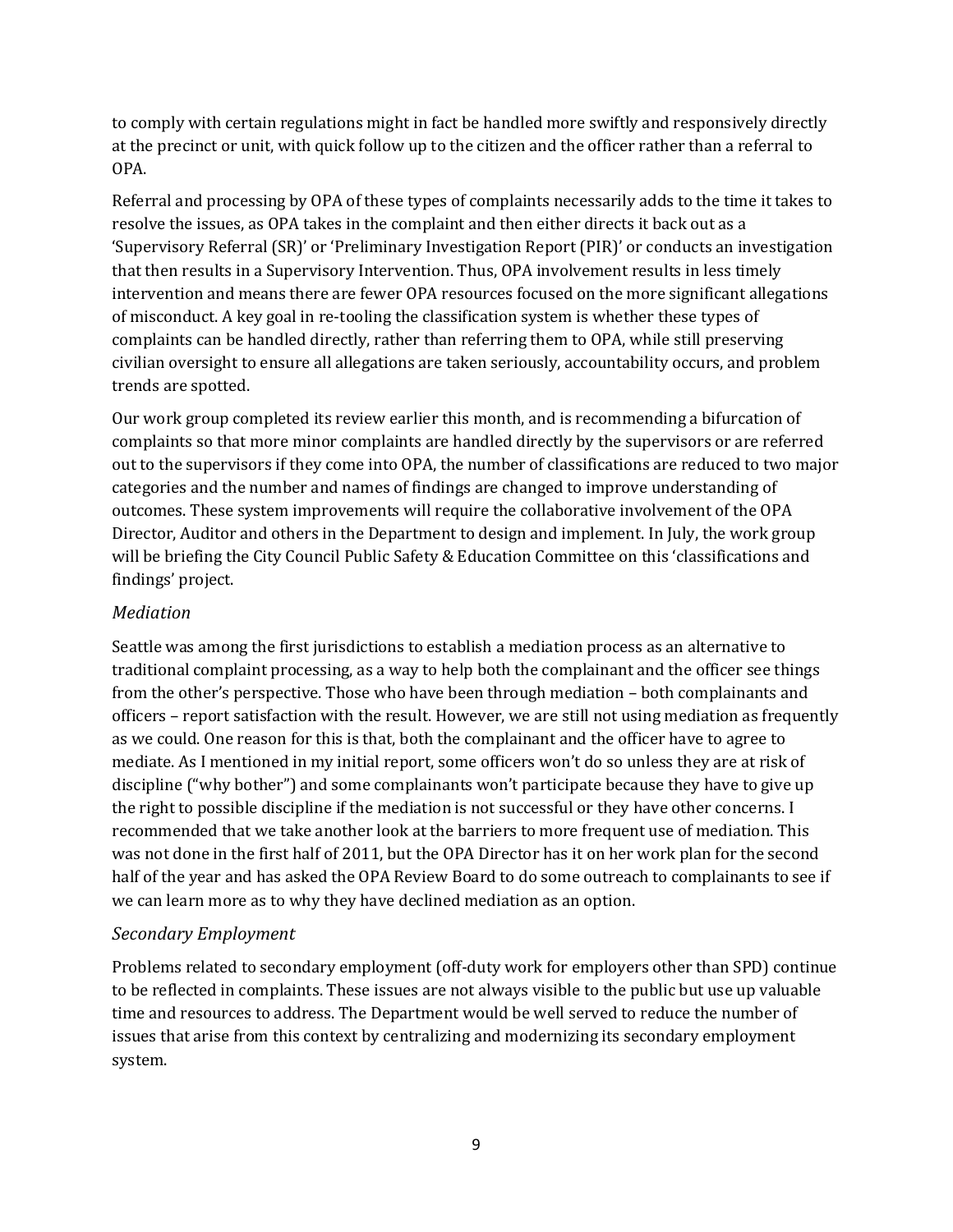to comply with certain regulations might in fact be handled more swiftly and responsively directly at the precinct or unit, with quick follow up to the citizen and the officer rather than a referral to OPA.

Referral and processing by OPA of these types of complaints necessarily adds to the time it takes to resolve the issues, as OPA takes in the complaint and then either directs it back out as a 'Supervisory Referral (SR)' or 'Preliminary Investigation Report (PIR)' or conducts an investigation that then results in a Supervisory Intervention. Thus, OPA involvement results in less timely intervention and means there are fewer OPA resources focused on the more significant allegations of misconduct. A key goal in re-tooling the classification system is whether these types of complaints can be handled directly, rather than referring them to OPA, while still preserving civilian oversight to ensure all allegations are taken seriously, accountability occurs, and problem trends are spotted.

Our work group completed its review earlier this month, and is recommending a bifurcation of complaints so that more minor complaints are handled directly by the supervisors or are referred out to the supervisors if they come into OPA, the number of classifications are reduced to two major categories and the number and names of findings are changed to improve understanding of outcomes. These system improvements will require the collaborative involvement of the OPA Director, Auditor and others in the Department to design and implement. In July, the work group will be briefing the City Council Public Safety & Education Committee on this 'classifications and findings' project.

### *Mediation*

Seattle was among the first jurisdictions to establish a mediation process as an alternative to traditional complaint processing, as a way to help both the complainant and the officer see things from the other's perspective. Those who have been through mediation – both complainants and officers – report satisfaction with the result. However, we are still not using mediation as frequently as we could. One reason for this is that, both the complainant and the officer have to agree to mediate. As I mentioned in my initial report, some officers won't do so unless they are at risk of discipline ("why bother") and some complainants won't participate because they have to give up the right to possible discipline if the mediation is not successful or they have other concerns. I recommended that we take another look at the barriers to more frequent use of mediation. This was not done in the first half of 2011, but the OPA Director has it on her work plan for the second half of the year and has asked the OPA Review Board to do some outreach to complainants to see if we can learn more as to why they have declined mediation as an option.

### *Secondary Employment*

Problems related to secondary employment (off-duty work for employers other than SPD) continue to be reflected in complaints. These issues are not always visible to the public but use up valuable time and resources to address. The Department would be well served to reduce the number of issues that arise from this context by centralizing and modernizing its secondary employment system.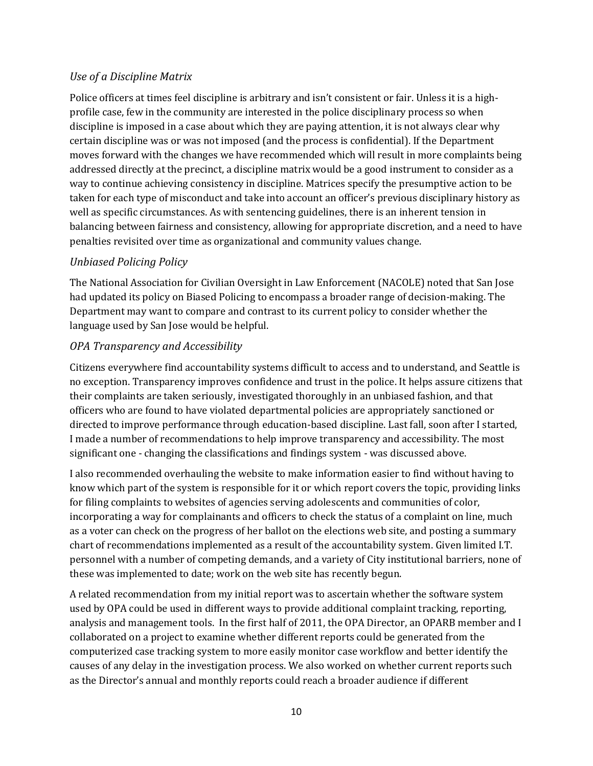### *Use of a Discipline Matrix*

Police officers at times feel discipline is arbitrary and isn't consistent or fair. Unless it is a high-profile case, few in the community are interested in the police disciplinary process so when discipline is imposed in a case about which they are paying attention, it is not always clear why certain discipline was or was not imposed (and the process is confidential). If the Department moves forward with the changes we have recommended which will result in more complaints being addressed directly at the precinct, a discipline matrix would be a good instrument to consider as a way to continue achieving consistency in discipline. Matrices specify the presumptive action to be taken for each type of misconduct and take into account an officer's previous disciplinary history as well as specific circumstances. As with sentencing guidelines, there is an inherent tension in balancing between fairness and consistency, allowing for appropriate discretion, and a need to have penalties revisited over time as organizational and community values change.

### *Unbiased Policing Policy*

The National Association for Civilian Oversight in Law Enforcement (NACOLE) noted that San Jose had updated its policy on Biased Policing to encompass a broader range of decision-making. The Department may want to compare and contrast to its current policy to consider whether the language used by San Jose would be helpful.

### *OPA Transparency and Accessibility*

Citizens everywhere find accountability systems difficult to access and to understand, and Seattle is no exception. Transparency improves confidence and trust in the police. It helps assure citizens that their complaints are taken seriously, investigated thoroughly in an unbiased fashion, and that officers who are found to have violated departmental policies are appropriately sanctioned or directed to improve performance through education-based discipline. Last fall, soon after I started, I made a number of recommendations to help improve transparency and accessibility. The most significant one - changing the classifications and findings system - was discussed above.

I also recommended overhauling the website to make information easier to find without having to know which part of the system is responsible for it or which report covers the topic, providing links for filing complaints to websites of agencies serving adolescents and communities of color, incorporating a way for complainants and officers to check the status of a complaint on line, much as a voter can check on the progress of her ballot on the elections web site, and posting a summary chart of recommendations implemented as a result of the accountability system. Given limited I.T. personnel with a number of competing demands, and a variety of City institutional barriers, none of these was implemented to date; work on the web site has recently begun.

A related recommendation from my initial report was to ascertain whether the software system used by OPA could be used in different ways to provide additional complaint tracking, reporting, analysis and management tools. In the first half of 2011, the OPA Director, an OPARB member and I collaborated on a project to examine whether different reports could be generated from the computerized case tracking system to more easily monitor case workflow and better identify the causes of any delay in the investigation process. We also worked on whether current reports such as the Director's annual and monthly reports could reach a broader audience if different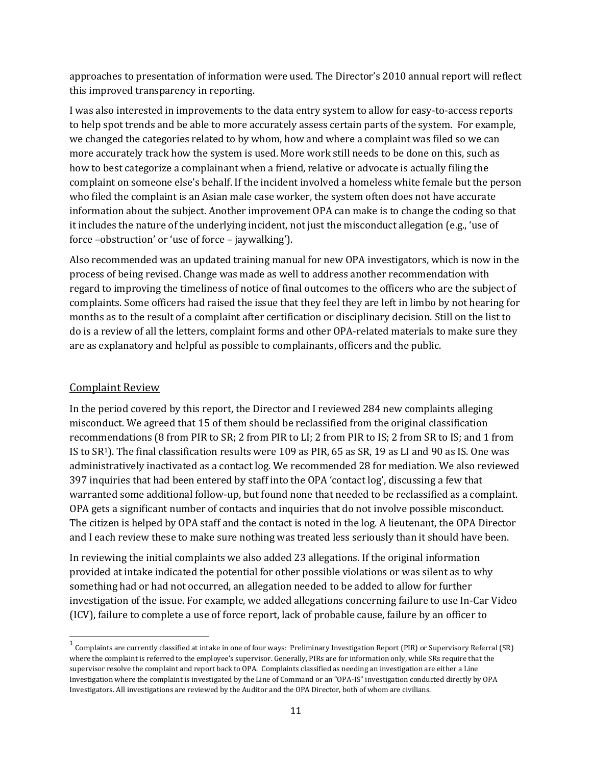approaches to presentation of information were used. The Director's 2010 annual report will reflect this improved transparency in reporting.

I was also interested in improvements to the data entry system to allow for easy-to-access reports to help spot trends and be able to more accurately assess certain parts of the system. For example, we changed the categories related to by whom, how and where a complaint was filed so we can more accurately track how the system is used. More work still needs to be done on this, such as how to best categorize a complainant when a friend, relative or advocate is actually filing the complaint on someone else's behalf. If the incident involved a homeless white female but the person who filed the complaint is an Asian male case worker, the system often does not have accurate information about the subject. Another improvement OPA can make is to change the coding so that it includes the nature of the underlying incident, not just the misconduct allegation (e.g., 'use of force –obstruction' or 'use of force – jaywalking').

Also recommended was an updated training manual for new OPA investigators, which is now in the process of being revised. Change was made as well to address another recommendation with regard to improving the timeliness of notice of final outcomes to the officers who are the subject of complaints. Some officers had raised the issue that they feel they are left in limbo by not hearing for months as to the result of a complaint after certification or disciplinary decision. Still on the list to do is a review of all the letters, complaint forms and other OPA-related materials to make sure they are as explanatory and helpful as possible to complainants, officers and the public.

## Complaint Review

In the period covered by this report, the Director and I reviewed 284 new complaints alleging misconduct. We agreed that 15 of them should be reclassified from the original classification recommendations (8 from PIR to SR; 2 from PIR to LI; 2 from PIR to IS; 2 from SR to IS; and 1 from IS to SR[1]). The final classification results were 109 as PIR, 65 as SR, 19 as LI and 90 as IS. One was administratively inactivated as a contact log. We recommended 28 for mediation. We also reviewed 397 inquiries that had been entered by staff into the OPA 'contact log', discussing a few that warranted some additional follow-up, but found none that needed to be reclassified as a complaint. OPA gets a significant number of contacts and inquiries that do not involve possible misconduct. The citizen is helped by OPA staff and the contact is noted in the log. A lieutenant, the OPA Director and I each review these to make sure nothing was treated less seriously than it should have been.

In reviewing the initial complaints we also added 23 allegations. If the original information provided at intake indicated the potential for other possible violations or was silent as to why something had or had not occurred, an allegation needed to be added to allow for further investigation of the issue. For example, we added allegations concerning failure to use In-Car Video (ICV), failure to complete a use of force report, lack of probable cause, failure by an officer to

---

[1] Complaints are currently classified at intake in one of four ways: Preliminary Investigation Report (PIR) or Supervisory Referral (SR) where the complaint is referred to the employee's supervisor. Generally, PIRs are for information only, while SRs require that the supervisor resolve the complaint and report back to OPA. Complaints classified as needing an investigation are either a Line Investigation where the complaint is investigated by the Line of Command or an "OPA-IS" investigation conducted directly by OPA Investigators. All investigations are reviewed by the Auditor and the OPA Director, both of whom are civilians.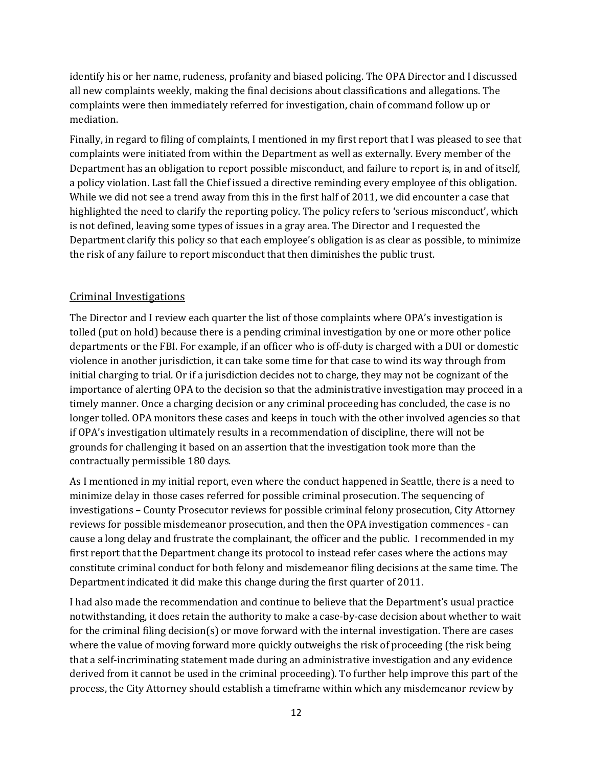identify his or her name, rudeness, profanity and biased policing. The OPA Director and I discussed all new complaints weekly, making the final decisions about classifications and allegations. The complaints were then immediately referred for investigation, chain of command follow up or mediation.

Finally, in regard to filing of complaints, I mentioned in my first report that I was pleased to see that complaints were initiated from within the Department as well as externally. Every member of the Department has an obligation to report possible misconduct, and failure to report is, in and of itself, a policy violation. Last fall the Chief issued a directive reminding every employee of this obligation. While we did not see a trend away from this in the first half of 2011, we did encounter a case that highlighted the need to clarify the reporting policy. The policy refers to 'serious misconduct', which is not defined, leaving some types of issues in a gray area. The Director and I requested the Department clarify this policy so that each employee's obligation is as clear as possible, to minimize the risk of any failure to report misconduct that then diminishes the public trust.

## Criminal Investigations

The Director and I review each quarter the list of those complaints where OPA's investigation is tolled (put on hold) because there is a pending criminal investigation by one or more other police departments or the FBI. For example, if an officer who is off-duty is charged with a DUI or domestic violence in another jurisdiction, it can take some time for that case to wind its way through from initial charging to trial. Or if a jurisdiction decides not to charge, they may not be cognizant of the importance of alerting OPA to the decision so that the administrative investigation may proceed in a timely manner. Once a charging decision or any criminal proceeding has concluded, the case is no longer tolled. OPA monitors these cases and keeps in touch with the other involved agencies so that if OPA's investigation ultimately results in a recommendation of discipline, there will not be grounds for challenging it based on an assertion that the investigation took more than the contractually permissible 180 days.

As I mentioned in my initial report, even where the conduct happened in Seattle, there is a need to minimize delay in those cases referred for possible criminal prosecution. The sequencing of investigations – County Prosecutor reviews for possible criminal felony prosecution, City Attorney reviews for possible misdemeanor prosecution, and then the OPA investigation commences - can cause a long delay and frustrate the complainant, the officer and the public. I recommended in my first report that the Department change its protocol to instead refer cases where the actions may constitute criminal conduct for both felony and misdemeanor filing decisions at the same time. The Department indicated it did make this change during the first quarter of 2011.

I had also made the recommendation and continue to believe that the Department's usual practice notwithstanding, it does retain the authority to make a case-by-case decision about whether to wait for the criminal filing decision(s) or move forward with the internal investigation. There are cases where the value of moving forward more quickly outweighs the risk of proceeding (the risk being that a self-incriminating statement made during an administrative investigation and any evidence derived from it cannot be used in the criminal proceeding). To further help improve this part of the process, the City Attorney should establish a timeframe within which any misdemeanor review by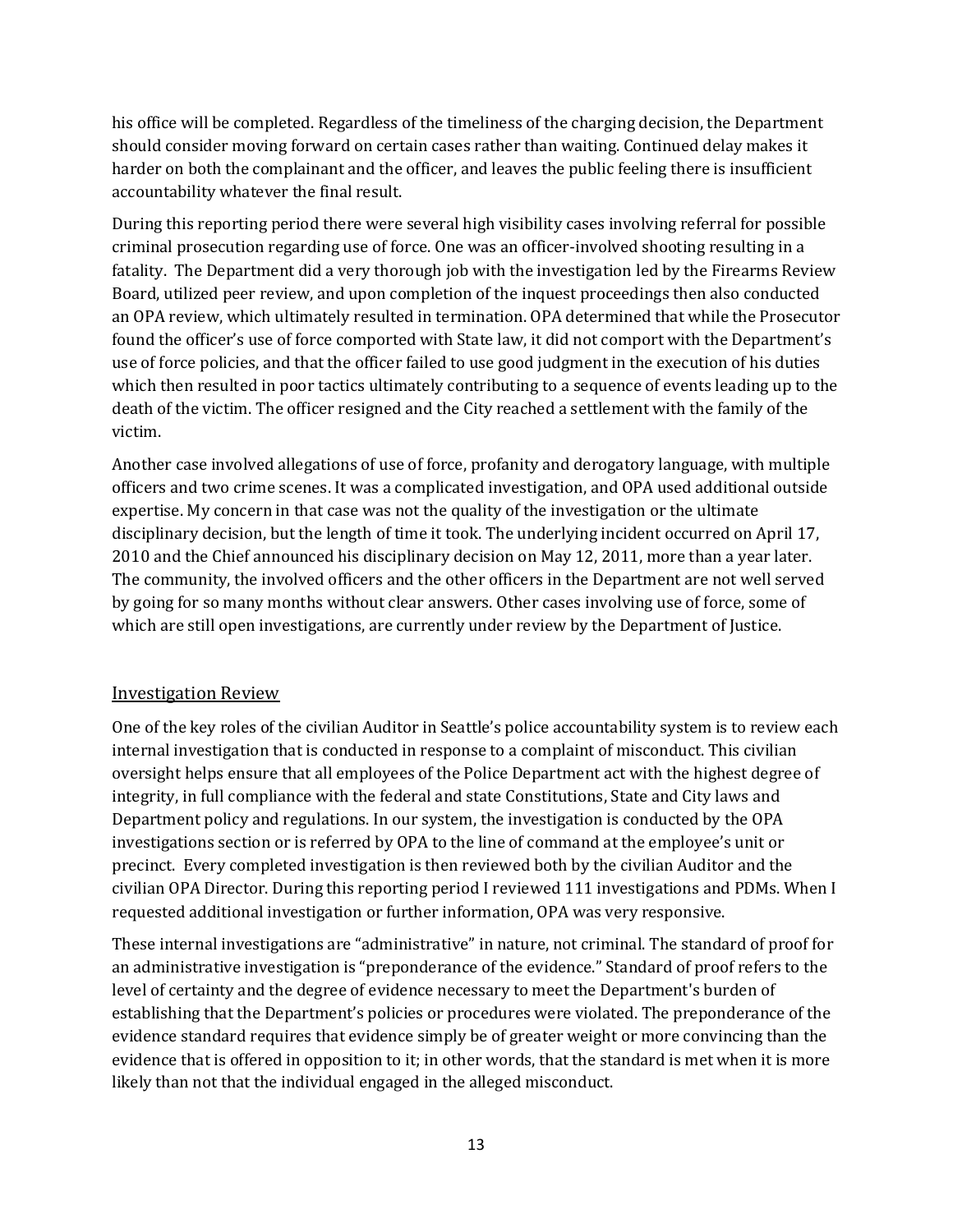his office will be completed. Regardless of the timeliness of the charging decision, the Department should consider moving forward on certain cases rather than waiting. Continued delay makes it harder on both the complainant and the officer, and leaves the public feeling there is insufficient accountability whatever the final result.

During this reporting period there were several high visibility cases involving referral for possible criminal prosecution regarding use of force. One was an officer-involved shooting resulting in a fatality. The Department did a very thorough job with the investigation led by the Firearms Review Board, utilized peer review, and upon completion of the inquest proceedings then also conducted an OPA review, which ultimately resulted in termination. OPA determined that while the Prosecutor found the officer's use of force comported with State law, it did not comport with the Department's use of force policies, and that the officer failed to use good judgment in the execution of his duties which then resulted in poor tactics ultimately contributing to a sequence of events leading up to the death of the victim. The officer resigned and the City reached a settlement with the family of the victim.

Another case involved allegations of use of force, profanity and derogatory language, with multiple officers and two crime scenes. It was a complicated investigation, and OPA used additional outside expertise. My concern in that case was not the quality of the investigation or the ultimate disciplinary decision, but the length of time it took. The underlying incident occurred on April 17, 2010 and the Chief announced his disciplinary decision on May 12, 2011, more than a year later. The community, the involved officers and the other officers in the Department are not well served by going for so many months without clear answers. Other cases involving use of force, some of which are still open investigations, are currently under review by the Department of Justice.

## Investigation Review

One of the key roles of the civilian Auditor in Seattle's police accountability system is to review each internal investigation that is conducted in response to a complaint of misconduct. This civilian oversight helps ensure that all employees of the Police Department act with the highest degree of integrity, in full compliance with the federal and state Constitutions, State and City laws and Department policy and regulations. In our system, the investigation is conducted by the OPA investigations section or is referred by OPA to the line of command at the employee's unit or precinct. Every completed investigation is then reviewed both by the civilian Auditor and the civilian OPA Director. During this reporting period I reviewed 111 investigations and PDMs. When I requested additional investigation or further information, OPA was very responsive.

These internal investigations are "administrative" in nature, not criminal. The standard of proof for an administrative investigation is "preponderance of the evidence." Standard of proof refers to the level of certainty and the degree of evidence necessary to meet the Department's burden of establishing that the Department's policies or procedures were violated. The preponderance of the evidence standard requires that evidence simply be of greater weight or more convincing than the evidence that is offered in opposition to it; in other words, that the standard is met when it is more likely than not that the individual engaged in the alleged misconduct.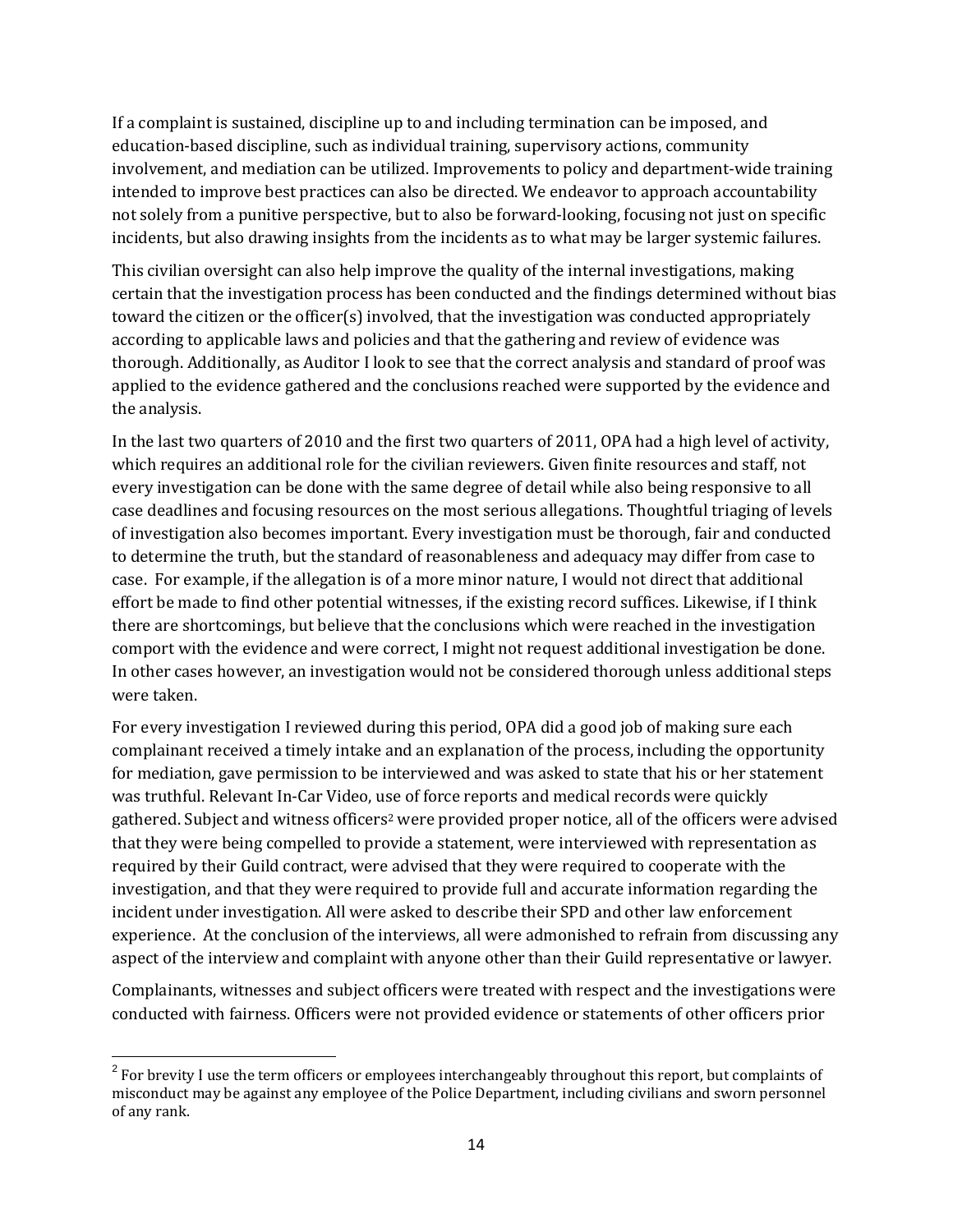If a complaint is sustained, discipline up to and including termination can be imposed, and education-based discipline, such as individual training, supervisory actions, community involvement, and mediation can be utilized. Improvements to policy and department-wide training intended to improve best practices can also be directed. We endeavor to approach accountability not solely from a punitive perspective, but to also be forward-looking, focusing not just on specific incidents, but also drawing insights from the incidents as to what may be larger systemic failures.

This civilian oversight can also help improve the quality of the internal investigations, making certain that the investigation process has been conducted and the findings determined without bias toward the citizen or the officer(s) involved, that the investigation was conducted appropriately according to applicable laws and policies and that the gathering and review of evidence was thorough. Additionally, as Auditor I look to see that the correct analysis and standard of proof was applied to the evidence gathered and the conclusions reached were supported by the evidence and the analysis.

In the last two quarters of 2010 and the first two quarters of 2011, OPA had a high level of activity, which requires an additional role for the civilian reviewers. Given finite resources and staff, not every investigation can be done with the same degree of detail while also being responsive to all case deadlines and focusing resources on the most serious allegations. Thoughtful triaging of levels of investigation also becomes important. Every investigation must be thorough, fair and conducted to determine the truth, but the standard of reasonableness and adequacy may differ from case to case. For example, if the allegation is of a more minor nature, I would not direct that additional effort be made to find other potential witnesses, if the existing record suffices. Likewise, if I think there are shortcomings, but believe that the conclusions which were reached in the investigation comport with the evidence and were correct, I might not request additional investigation be done. In other cases however, an investigation would not be considered thorough unless additional steps were taken.

For every investigation I reviewed during this period, OPA did a good job of making sure each complainant received a timely intake and an explanation of the process, including the opportunity for mediation, gave permission to be interviewed and was asked to state that his or her statement was truthful. Relevant In-Car Video, use of force reports and medical records were quickly gathered. Subject and witness officers[2] were provided proper notice, all of the officers were advised that they were being compelled to provide a statement, were interviewed with representation as required by their Guild contract, were advised that they were required to cooperate with the investigation, and that they were required to provide full and accurate information regarding the incident under investigation. All were asked to describe their SPD and other law enforcement experience. At the conclusion of the interviews, all were admonished to refrain from discussing any aspect of the interview and complaint with anyone other than their Guild representative or lawyer.

Complainants, witnesses and subject officers were treated with respect and the investigations were conducted with fairness. Officers were not provided evidence or statements of other officers prior

[2] For brevity I use the term officers or employees interchangeably throughout this report, but complaints of misconduct may be against any employee of the Police Department, including civilians and sworn personnel of any rank.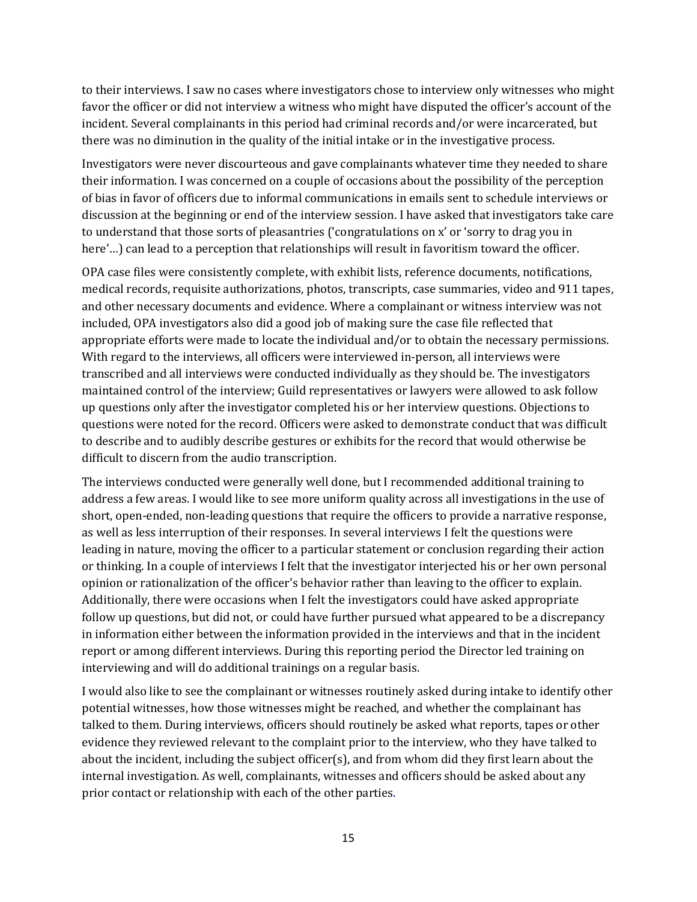to their interviews. I saw no cases where investigators chose to interview only witnesses who might favor the officer or did not interview a witness who might have disputed the officer's account of the incident. Several complainants in this period had criminal records and/or were incarcerated, but there was no diminution in the quality of the initial intake or in the investigative process.

Investigators were never discourteous and gave complainants whatever time they needed to share their information. I was concerned on a couple of occasions about the possibility of the perception of bias in favor of officers due to informal communications in emails sent to schedule interviews or discussion at the beginning or end of the interview session. I have asked that investigators take care to understand that those sorts of pleasantries ('congratulations on x' or 'sorry to drag you in here'…) can lead to a perception that relationships will result in favoritism toward the officer.

OPA case files were consistently complete, with exhibit lists, reference documents, notifications, medical records, requisite authorizations, photos, transcripts, case summaries, video and 911 tapes, and other necessary documents and evidence. Where a complainant or witness interview was not included, OPA investigators also did a good job of making sure the case file reflected that appropriate efforts were made to locate the individual and/or to obtain the necessary permissions. With regard to the interviews, all officers were interviewed in-person, all interviews were transcribed and all interviews were conducted individually as they should be. The investigators maintained control of the interview; Guild representatives or lawyers were allowed to ask follow up questions only after the investigator completed his or her interview questions. Objections to questions were noted for the record. Officers were asked to demonstrate conduct that was difficult to describe and to audibly describe gestures or exhibits for the record that would otherwise be difficult to discern from the audio transcription.

The interviews conducted were generally well done, but I recommended additional training to address a few areas. I would like to see more uniform quality across all investigations in the use of short, open-ended, non-leading questions that require the officers to provide a narrative response, as well as less interruption of their responses. In several interviews I felt the questions were leading in nature, moving the officer to a particular statement or conclusion regarding their action or thinking. In a couple of interviews I felt that the investigator interjected his or her own personal opinion or rationalization of the officer's behavior rather than leaving to the officer to explain. Additionally, there were occasions when I felt the investigators could have asked appropriate follow up questions, but did not, or could have further pursued what appeared to be a discrepancy in information either between the information provided in the interviews and that in the incident report or among different interviews. During this reporting period the Director led training on interviewing and will do additional trainings on a regular basis.

I would also like to see the complainant or witnesses routinely asked during intake to identify other potential witnesses, how those witnesses might be reached, and whether the complainant has talked to them. During interviews, officers should routinely be asked what reports, tapes or other evidence they reviewed relevant to the complaint prior to the interview, who they have talked to about the incident, including the subject officer(s), and from whom did they first learn about the internal investigation. As well, complainants, witnesses and officers should be asked about any prior contact or relationship with each of the other parties.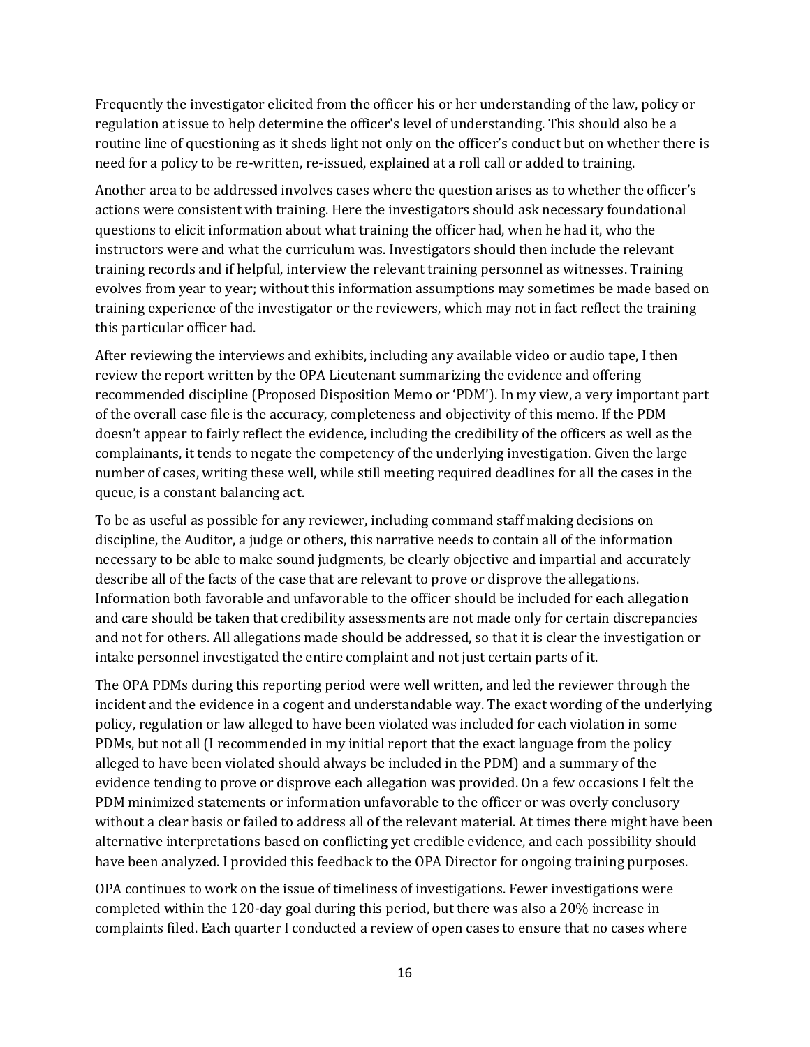Frequently the investigator elicited from the officer his or her understanding of the law, policy or regulation at issue to help determine the officer's level of understanding. This should also be a routine line of questioning as it sheds light not only on the officer's conduct but on whether there is need for a policy to be re-written, re-issued, explained at a roll call or added to training.

Another area to be addressed involves cases where the question arises as to whether the officer's actions were consistent with training. Here the investigators should ask necessary foundational questions to elicit information about what training the officer had, when he had it, who the instructors were and what the curriculum was. Investigators should then include the relevant training records and if helpful, interview the relevant training personnel as witnesses. Training evolves from year to year; without this information assumptions may sometimes be made based on training experience of the investigator or the reviewers, which may not in fact reflect the training this particular officer had.

After reviewing the interviews and exhibits, including any available video or audio tape, I then review the report written by the OPA Lieutenant summarizing the evidence and offering recommended discipline (Proposed Disposition Memo or 'PDM'). In my view, a very important part of the overall case file is the accuracy, completeness and objectivity of this memo. If the PDM doesn't appear to fairly reflect the evidence, including the credibility of the officers as well as the complainants, it tends to negate the competency of the underlying investigation. Given the large number of cases, writing these well, while still meeting required deadlines for all the cases in the queue, is a constant balancing act.

To be as useful as possible for any reviewer, including command staff making decisions on discipline, the Auditor, a judge or others, this narrative needs to contain all of the information necessary to be able to make sound judgments, be clearly objective and impartial and accurately describe all of the facts of the case that are relevant to prove or disprove the allegations. Information both favorable and unfavorable to the officer should be included for each allegation and care should be taken that credibility assessments are not made only for certain discrepancies and not for others. All allegations made should be addressed, so that it is clear the investigation or intake personnel investigated the entire complaint and not just certain parts of it.

The OPA PDMs during this reporting period were well written, and led the reviewer through the incident and the evidence in a cogent and understandable way. The exact wording of the underlying policy, regulation or law alleged to have been violated was included for each violation in some PDMs, but not all (I recommended in my initial report that the exact language from the policy alleged to have been violated should always be included in the PDM) and a summary of the evidence tending to prove or disprove each allegation was provided. On a few occasions I felt the PDM minimized statements or information unfavorable to the officer or was overly conclusory without a clear basis or failed to address all of the relevant material. At times there might have been alternative interpretations based on conflicting yet credible evidence, and each possibility should have been analyzed. I provided this feedback to the OPA Director for ongoing training purposes.

OPA continues to work on the issue of timeliness of investigations. Fewer investigations were completed within the 120-day goal during this period, but there was also a 20% increase in complaints filed. Each quarter I conducted a review of open cases to ensure that no cases where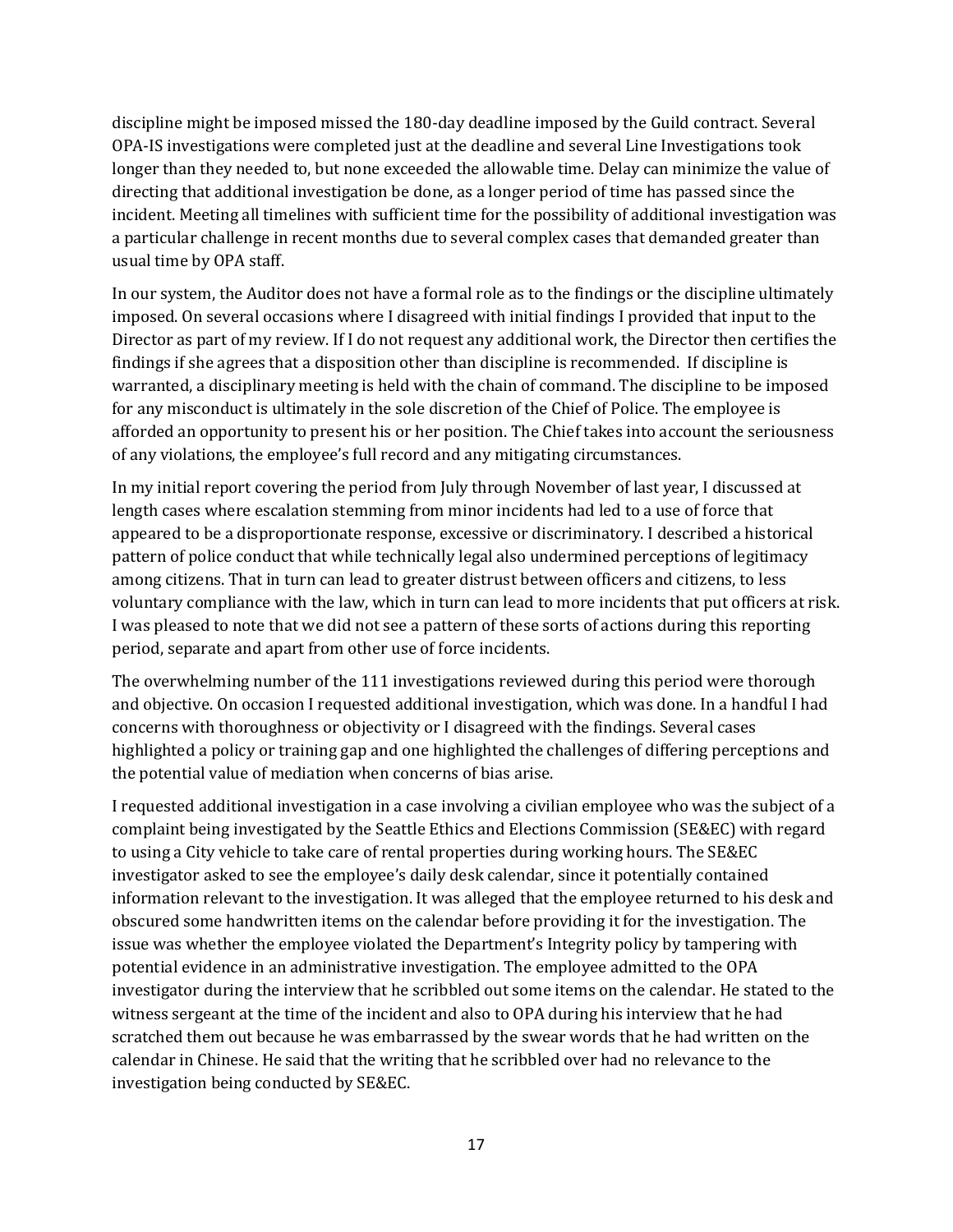discipline might be imposed missed the 180-day deadline imposed by the Guild contract. Several OPA-IS investigations were completed just at the deadline and several Line Investigations took longer than they needed to, but none exceeded the allowable time. Delay can minimize the value of directing that additional investigation be done, as a longer period of time has passed since the incident. Meeting all timelines with sufficient time for the possibility of additional investigation was a particular challenge in recent months due to several complex cases that demanded greater than usual time by OPA staff.

In our system, the Auditor does not have a formal role as to the findings or the discipline ultimately imposed. On several occasions where I disagreed with initial findings I provided that input to the Director as part of my review. If I do not request any additional work, the Director then certifies the findings if she agrees that a disposition other than discipline is recommended. If discipline is warranted, a disciplinary meeting is held with the chain of command. The discipline to be imposed for any misconduct is ultimately in the sole discretion of the Chief of Police. The employee is afforded an opportunity to present his or her position. The Chief takes into account the seriousness of any violations, the employee's full record and any mitigating circumstances.

In my initial report covering the period from July through November of last year, I discussed at length cases where escalation stemming from minor incidents had led to a use of force that appeared to be a disproportionate response, excessive or discriminatory. I described a historical pattern of police conduct that while technically legal also undermined perceptions of legitimacy among citizens. That in turn can lead to greater distrust between officers and citizens, to less voluntary compliance with the law, which in turn can lead to more incidents that put officers at risk. I was pleased to note that we did not see a pattern of these sorts of actions during this reporting period, separate and apart from other use of force incidents.

The overwhelming number of the 111 investigations reviewed during this period were thorough and objective. On occasion I requested additional investigation, which was done. In a handful I had concerns with thoroughness or objectivity or I disagreed with the findings. Several cases highlighted a policy or training gap and one highlighted the challenges of differing perceptions and the potential value of mediation when concerns of bias arise.

I requested additional investigation in a case involving a civilian employee who was the subject of a complaint being investigated by the Seattle Ethics and Elections Commission (SE&EC) with regard to using a City vehicle to take care of rental properties during working hours. The SE&EC investigator asked to see the employee's daily desk calendar, since it potentially contained information relevant to the investigation. It was alleged that the employee returned to his desk and obscured some handwritten items on the calendar before providing it for the investigation. The issue was whether the employee violated the Department's Integrity policy by tampering with potential evidence in an administrative investigation. The employee admitted to the OPA investigator during the interview that he scribbled out some items on the calendar. He stated to the witness sergeant at the time of the incident and also to OPA during his interview that he had scratched them out because he was embarrassed by the swear words that he had written on the calendar in Chinese. He said that the writing that he scribbled over had no relevance to the investigation being conducted by SE&EC.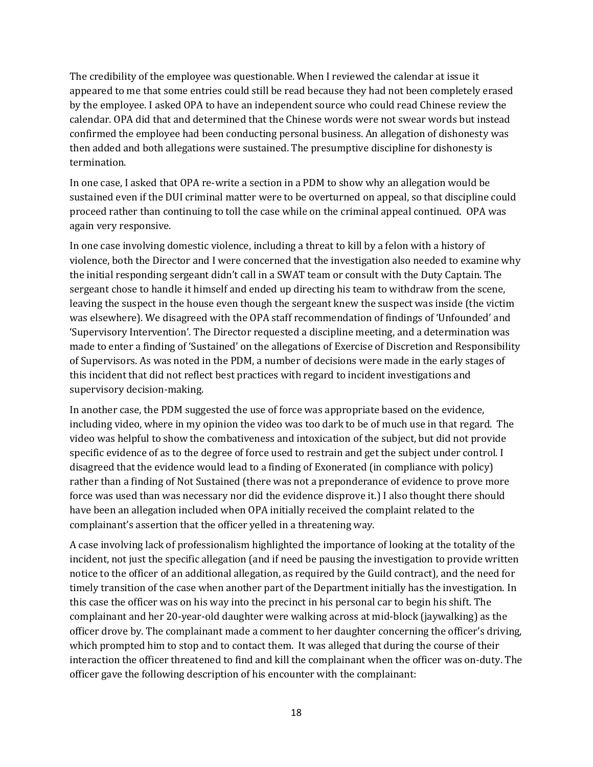The credibility of the employee was questionable. When I reviewed the calendar at issue it appeared to me that some entries could still be read because they had not been completely erased by the employee. I asked OPA to have an independent source who could read Chinese review the calendar. OPA did that and determined that the Chinese words were not swear words but instead confirmed the employee had been conducting personal business. An allegation of dishonesty was then added and both allegations were sustained. The presumptive discipline for dishonesty is termination.

In one case, I asked that OPA re-write a section in a PDM to show why an allegation would be sustained even if the DUI criminal matter were to be overturned on appeal, so that discipline could proceed rather than continuing to toll the case while on the criminal appeal continued. OPA was again very responsive.

In one case involving domestic violence, including a threat to kill by a felon with a history of violence, both the Director and I were concerned that the investigation also needed to examine why the initial responding sergeant didn't call in a SWAT team or consult with the Duty Captain. The sergeant chose to handle it himself and ended up directing his team to withdraw from the scene, leaving the suspect in the house even though the sergeant knew the suspect was inside (the victim was elsewhere). We disagreed with the OPA staff recommendation of findings of 'Unfounded' and 'Supervisory Intervention'. The Director requested a discipline meeting, and a determination was made to enter a finding of 'Sustained' on the allegations of Exercise of Discretion and Responsibility of Supervisors. As was noted in the PDM, a number of decisions were made in the early stages of this incident that did not reflect best practices with regard to incident investigations and supervisory decision-making.

In another case, the PDM suggested the use of force was appropriate based on the evidence, including video, where in my opinion the video was too dark to be of much use in that regard. The video was helpful to show the combativeness and intoxication of the subject, but did not provide specific evidence of as to the degree of force used to restrain and get the subject under control. I disagreed that the evidence would lead to a finding of Exonerated (in compliance with policy) rather than a finding of Not Sustained (there was not a preponderance of evidence to prove more force was used than was necessary nor did the evidence disprove it.) I also thought there should have been an allegation included when OPA initially received the complaint related to the complainant's assertion that the officer yelled in a threatening way.

A case involving lack of professionalism highlighted the importance of looking at the totality of the incident, not just the specific allegation (and if need be pausing the investigation to provide written notice to the officer of an additional allegation, as required by the Guild contract), and the need for timely transition of the case when another part of the Department initially has the investigation. In this case the officer was on his way into the precinct in his personal car to begin his shift. The complainant and her 20-year-old daughter were walking across at mid-block (jaywalking) as the officer drove by. The complainant made a comment to her daughter concerning the officer's driving, which prompted him to stop and to contact them. It was alleged that during the course of their interaction the officer threatened to find and kill the complainant when the officer was on-duty. The officer gave the following description of his encounter with the complainant: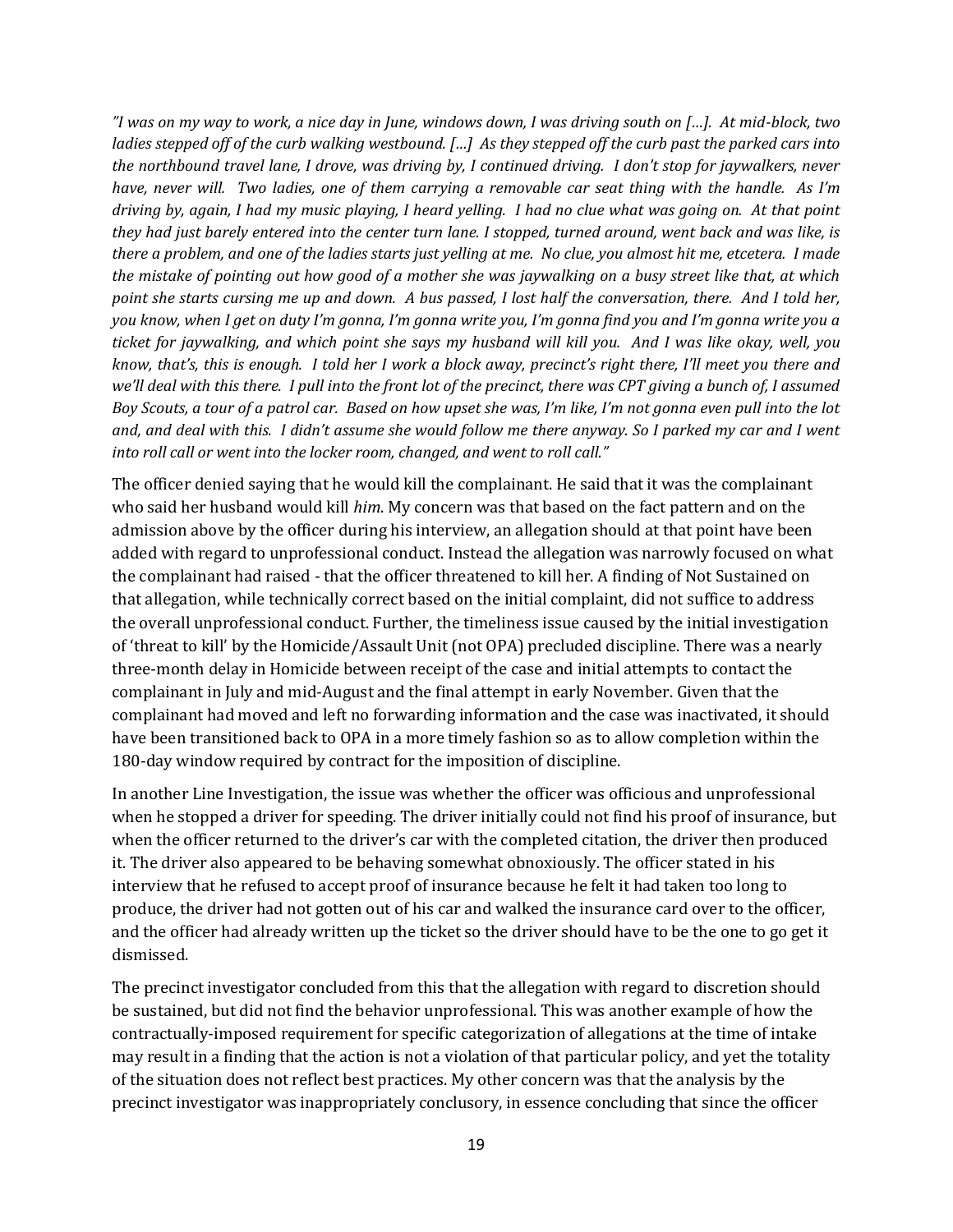*"I was on my way to work, a nice day in June, windows down, I was driving south on […]. At mid-block, two ladies stepped off of the curb walking westbound. […] As they stepped off the curb past the parked cars into the northbound travel lane, I drove, was driving by, I continued driving. I don't stop for jaywalkers, never have, never will. Two ladies, one of them carrying a removable car seat thing with the handle. As I'm driving by, again, I had my music playing, I heard yelling. I had no clue what was going on. At that point they had just barely entered into the center turn lane. I stopped, turned around, went back and was like, is there a problem, and one of the ladies starts just yelling at me. No clue, you almost hit me, etcetera. I made the mistake of pointing out how good of a mother she was jaywalking on a busy street like that, at which point she starts cursing me up and down. A bus passed, I lost half the conversation, there. And I told her, you know, when I get on duty I'm gonna, I'm gonna write you, I'm gonna find you and I'm gonna write you a ticket for jaywalking, and which point she says my husband will kill you. And I was like okay, well, you know, that's, this is enough. I told her I work a block away, precinct's right there, I'll meet you there and we'll deal with this there. I pull into the front lot of the precinct, there was CPT giving a bunch of, I assumed Boy Scouts, a tour of a patrol car. Based on how upset she was, I'm like, I'm not gonna even pull into the lot and, and deal with this. I didn't assume she would follow me there anyway. So I parked my car and I went into roll call or went into the locker room, changed, and went to roll call."*

The officer denied saying that he would kill the complainant. He said that it was the complainant who said her husband would kill *him*. My concern was that based on the fact pattern and on the admission above by the officer during his interview, an allegation should at that point have been added with regard to unprofessional conduct. Instead the allegation was narrowly focused on what the complainant had raised - that the officer threatened to kill her. A finding of Not Sustained on that allegation, while technically correct based on the initial complaint, did not suffice to address the overall unprofessional conduct. Further, the timeliness issue caused by the initial investigation of 'threat to kill' by the Homicide/Assault Unit (not OPA) precluded discipline. There was a nearly three-month delay in Homicide between receipt of the case and initial attempts to contact the complainant in July and mid-August and the final attempt in early November. Given that the complainant had moved and left no forwarding information and the case was inactivated, it should have been transitioned back to OPA in a more timely fashion so as to allow completion within the 180-day window required by contract for the imposition of discipline.

In another Line Investigation, the issue was whether the officer was officious and unprofessional when he stopped a driver for speeding. The driver initially could not find his proof of insurance, but when the officer returned to the driver's car with the completed citation, the driver then produced it. The driver also appeared to be behaving somewhat obnoxiously. The officer stated in his interview that he refused to accept proof of insurance because he felt it had taken too long to produce, the driver had not gotten out of his car and walked the insurance card over to the officer, and the officer had already written up the ticket so the driver should have to be the one to go get it dismissed.

The precinct investigator concluded from this that the allegation with regard to discretion should be sustained, but did not find the behavior unprofessional. This was another example of how the contractually-imposed requirement for specific categorization of allegations at the time of intake may result in a finding that the action is not a violation of that particular policy, and yet the totality of the situation does not reflect best practices. My other concern was that the analysis by the precinct investigator was inappropriately conclusory, in essence concluding that since the officer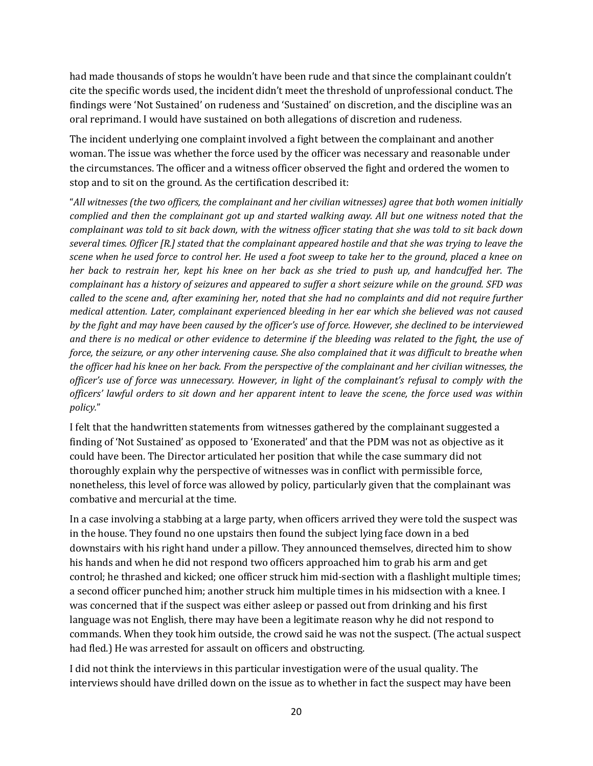had made thousands of stops he wouldn't have been rude and that since the complainant couldn't cite the specific words used, the incident didn't meet the threshold of unprofessional conduct. The findings were 'Not Sustained' on rudeness and 'Sustained' on discretion, and the discipline was an oral reprimand. I would have sustained on both allegations of discretion and rudeness.

The incident underlying one complaint involved a fight between the complainant and another woman. The issue was whether the force used by the officer was necessary and reasonable under the circumstances. The officer and a witness officer observed the fight and ordered the women to stop and to sit on the ground. As the certification described it:

"*All witnesses (the two officers, the complainant and her civilian witnesses) agree that both women initially complied and then the complainant got up and started walking away. All but one witness noted that the complainant was told to sit back down, with the witness officer stating that she was told to sit back down several times. Officer [R.] stated that the complainant appeared hostile and that she was trying to leave the scene when he used force to control her. He used a foot sweep to take her to the ground, placed a knee on her back to restrain her, kept his knee on her back as she tried to push up, and handcuffed her. The complainant has a history of seizures and appeared to suffer a short seizure while on the ground. SFD was called to the scene and, after examining her, noted that she had no complaints and did not require further medical attention. Later, complainant experienced bleeding in her ear which she believed was not caused by the fight and may have been caused by the officer's use of force. However, she declined to be interviewed and there is no medical or other evidence to determine if the bleeding was related to the fight, the use of force, the seizure, or any other intervening cause. She also complained that it was difficult to breathe when the officer had his knee on her back. From the perspective of the complainant and her civilian witnesses, the officer's use of force was unnecessary. However, in light of the complainant's refusal to comply with the officers' lawful orders to sit down and her apparent intent to leave the scene, the force used was within policy.*"

I felt that the handwritten statements from witnesses gathered by the complainant suggested a finding of 'Not Sustained' as opposed to 'Exonerated' and that the PDM was not as objective as it could have been. The Director articulated her position that while the case summary did not thoroughly explain why the perspective of witnesses was in conflict with permissible force, nonetheless, this level of force was allowed by policy, particularly given that the complainant was combative and mercurial at the time.

In a case involving a stabbing at a large party, when officers arrived they were told the suspect was in the house. They found no one upstairs then found the subject lying face down in a bed downstairs with his right hand under a pillow. They announced themselves, directed him to show his hands and when he did not respond two officers approached him to grab his arm and get control; he thrashed and kicked; one officer struck him mid-section with a flashlight multiple times; a second officer punched him; another struck him multiple times in his midsection with a knee. I was concerned that if the suspect was either asleep or passed out from drinking and his first language was not English, there may have been a legitimate reason why he did not respond to commands. When they took him outside, the crowd said he was not the suspect. (The actual suspect had fled.) He was arrested for assault on officers and obstructing.

I did not think the interviews in this particular investigation were of the usual quality. The interviews should have drilled down on the issue as to whether in fact the suspect may have been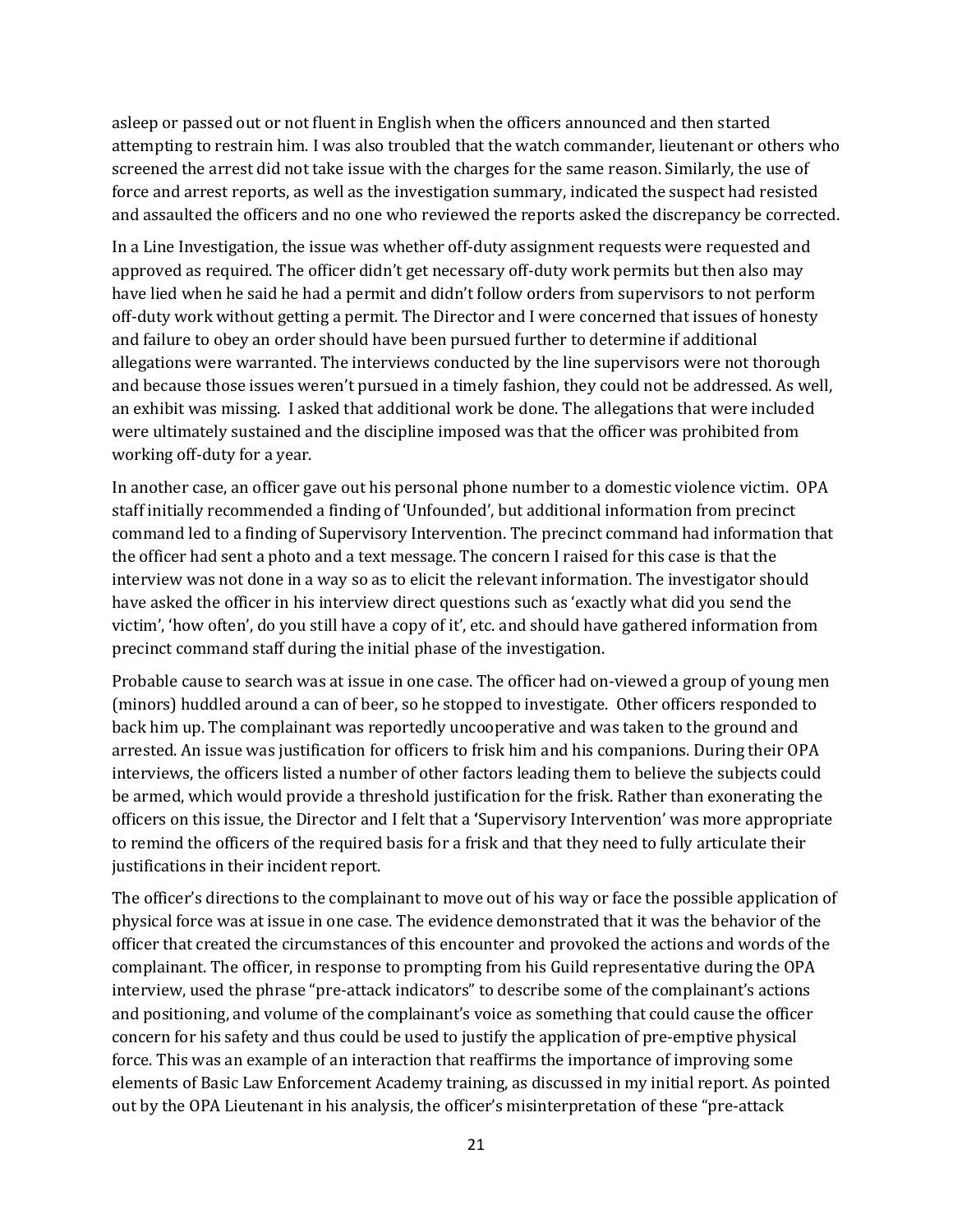asleep or passed out or not fluent in English when the officers announced and then started attempting to restrain him. I was also troubled that the watch commander, lieutenant or others who screened the arrest did not take issue with the charges for the same reason. Similarly, the use of force and arrest reports, as well as the investigation summary, indicated the suspect had resisted and assaulted the officers and no one who reviewed the reports asked the discrepancy be corrected.

In a Line Investigation, the issue was whether off-duty assignment requests were requested and approved as required. The officer didn't get necessary off-duty work permits but then also may have lied when he said he had a permit and didn't follow orders from supervisors to not perform off-duty work without getting a permit. The Director and I were concerned that issues of honesty and failure to obey an order should have been pursued further to determine if additional allegations were warranted. The interviews conducted by the line supervisors were not thorough and because those issues weren't pursued in a timely fashion, they could not be addressed. As well, an exhibit was missing. I asked that additional work be done. The allegations that were included were ultimately sustained and the discipline imposed was that the officer was prohibited from working off-duty for a year.

In another case, an officer gave out his personal phone number to a domestic violence victim. OPA staff initially recommended a finding of 'Unfounded', but additional information from precinct command led to a finding of Supervisory Intervention. The precinct command had information that the officer had sent a photo and a text message. The concern I raised for this case is that the interview was not done in a way so as to elicit the relevant information. The investigator should have asked the officer in his interview direct questions such as 'exactly what did you send the victim', 'how often', do you still have a copy of it', etc. and should have gathered information from precinct command staff during the initial phase of the investigation.

Probable cause to search was at issue in one case. The officer had on-viewed a group of young men (minors) huddled around a can of beer, so he stopped to investigate. Other officers responded to back him up. The complainant was reportedly uncooperative and was taken to the ground and arrested. An issue was justification for officers to frisk him and his companions. During their OPA interviews, the officers listed a number of other factors leading them to believe the subjects could be armed, which would provide a threshold justification for the frisk. Rather than exonerating the officers on this issue, the Director and I felt that a 'Supervisory Intervention' was more appropriate to remind the officers of the required basis for a frisk and that they need to fully articulate their justifications in their incident report.

The officer's directions to the complainant to move out of his way or face the possible application of physical force was at issue in one case. The evidence demonstrated that it was the behavior of the officer that created the circumstances of this encounter and provoked the actions and words of the complainant. The officer, in response to prompting from his Guild representative during the OPA interview, used the phrase "pre-attack indicators" to describe some of the complainant's actions and positioning, and volume of the complainant's voice as something that could cause the officer concern for his safety and thus could be used to justify the application of pre-emptive physical force. This was an example of an interaction that reaffirms the importance of improving some elements of Basic Law Enforcement Academy training, as discussed in my initial report. As pointed out by the OPA Lieutenant in his analysis, the officer's misinterpretation of these "pre-attack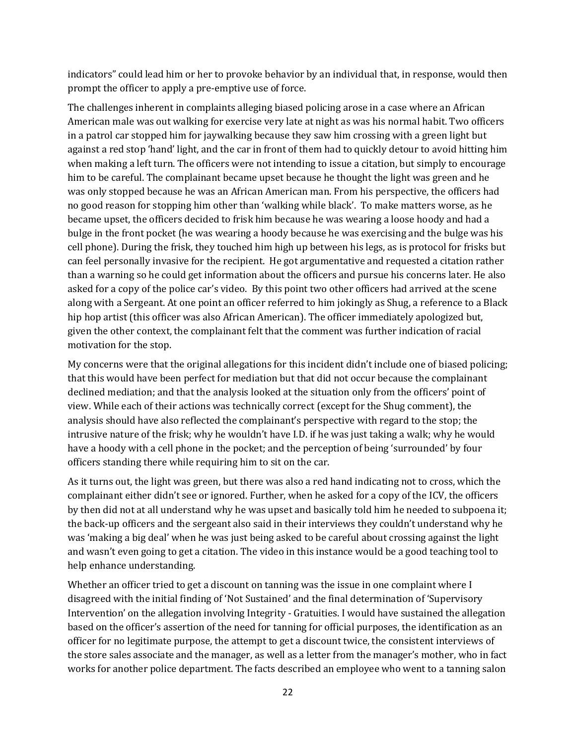indicators" could lead him or her to provoke behavior by an individual that, in response, would then prompt the officer to apply a pre-emptive use of force.

The challenges inherent in complaints alleging biased policing arose in a case where an African American male was out walking for exercise very late at night as was his normal habit. Two officers in a patrol car stopped him for jaywalking because they saw him crossing with a green light but against a red stop 'hand' light, and the car in front of them had to quickly detour to avoid hitting him when making a left turn. The officers were not intending to issue a citation, but simply to encourage him to be careful. The complainant became upset because he thought the light was green and he was only stopped because he was an African American man. From his perspective, the officers had no good reason for stopping him other than 'walking while black'. To make matters worse, as he became upset, the officers decided to frisk him because he was wearing a loose hoody and had a bulge in the front pocket (he was wearing a hoody because he was exercising and the bulge was his cell phone). During the frisk, they touched him high up between his legs, as is protocol for frisks but can feel personally invasive for the recipient. He got argumentative and requested a citation rather than a warning so he could get information about the officers and pursue his concerns later. He also asked for a copy of the police car's video. By this point two other officers had arrived at the scene along with a Sergeant. At one point an officer referred to him jokingly as Shug, a reference to a Black hip hop artist (this officer was also African American). The officer immediately apologized but, given the other context, the complainant felt that the comment was further indication of racial motivation for the stop.

My concerns were that the original allegations for this incident didn't include one of biased policing; that this would have been perfect for mediation but that did not occur because the complainant declined mediation; and that the analysis looked at the situation only from the officers' point of view. While each of their actions was technically correct (except for the Shug comment), the analysis should have also reflected the complainant's perspective with regard to the stop; the intrusive nature of the frisk; why he wouldn't have I.D. if he was just taking a walk; why he would have a hoody with a cell phone in the pocket; and the perception of being 'surrounded' by four officers standing there while requiring him to sit on the car.

As it turns out, the light was green, but there was also a red hand indicating not to cross, which the complainant either didn't see or ignored. Further, when he asked for a copy of the ICV, the officers by then did not at all understand why he was upset and basically told him he needed to subpoena it; the back-up officers and the sergeant also said in their interviews they couldn't understand why he was 'making a big deal' when he was just being asked to be careful about crossing against the light and wasn't even going to get a citation. The video in this instance would be a good teaching tool to help enhance understanding.

Whether an officer tried to get a discount on tanning was the issue in one complaint where I disagreed with the initial finding of 'Not Sustained' and the final determination of 'Supervisory Intervention' on the allegation involving Integrity - Gratuities. I would have sustained the allegation based on the officer's assertion of the need for tanning for official purposes, the identification as an officer for no legitimate purpose, the attempt to get a discount twice, the consistent interviews of the store sales associate and the manager, as well as a letter from the manager's mother, who in fact works for another police department. The facts described an employee who went to a tanning salon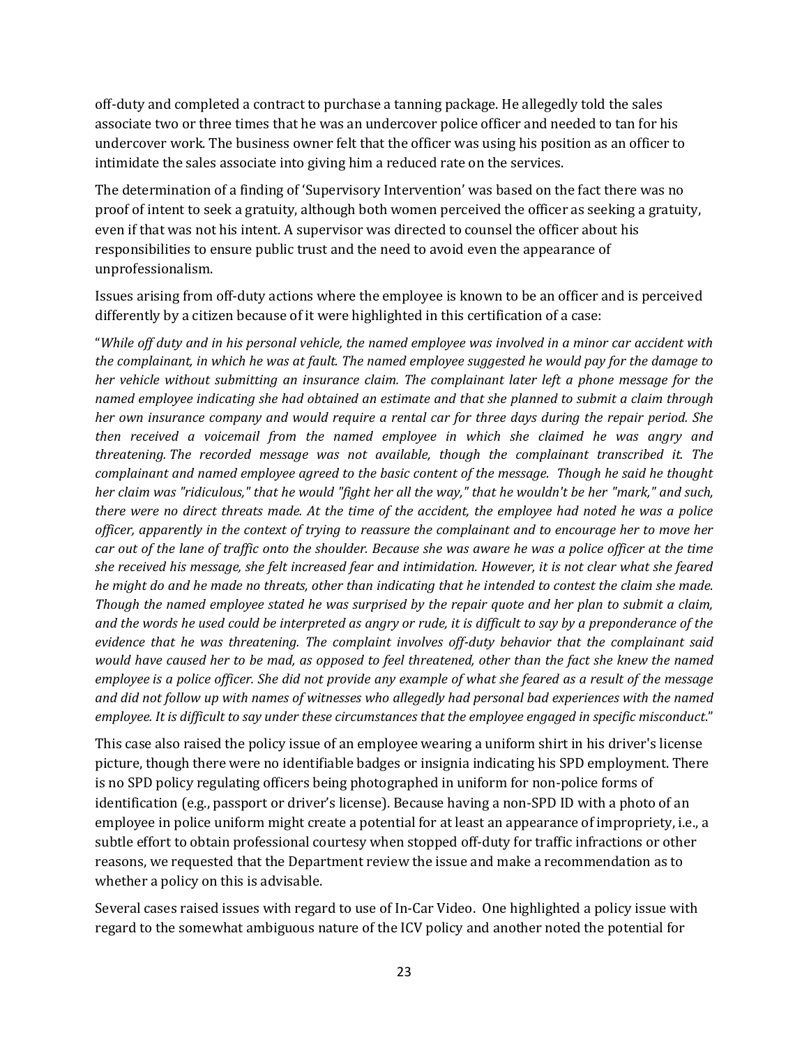off-duty and completed a contract to purchase a tanning package. He allegedly told the sales associate two or three times that he was an undercover police officer and needed to tan for his undercover work. The business owner felt that the officer was using his position as an officer to intimidate the sales associate into giving him a reduced rate on the services.

The determination of a finding of 'Supervisory Intervention' was based on the fact there was no proof of intent to seek a gratuity, although both women perceived the officer as seeking a gratuity, even if that was not his intent. A supervisor was directed to counsel the officer about his responsibilities to ensure public trust and the need to avoid even the appearance of unprofessionalism.

Issues arising from off-duty actions where the employee is known to be an officer and is perceived differently by a citizen because of it were highlighted in this certification of a case:

"*While off duty and in his personal vehicle, the named employee was involved in a minor car accident with the complainant, in which he was at fault. The named employee suggested he would pay for the damage to her vehicle without submitting an insurance claim. The complainant later left a phone message for the named employee indicating she had obtained an estimate and that she planned to submit a claim through her own insurance company and would require a rental car for three days during the repair period. She then received a voicemail from the named employee in which she claimed he was angry and threatening. The recorded message was not available, though the complainant transcribed it. The complainant and named employee agreed to the basic content of the message. Though he said he thought her claim was "ridiculous," that he would "fight her all the way," that he wouldn't be her "mark," and such, there were no direct threats made. At the time of the accident, the employee had noted he was a police officer, apparently in the context of trying to reassure the complainant and to encourage her to move her car out of the lane of traffic onto the shoulder. Because she was aware he was a police officer at the time she received his message, she felt increased fear and intimidation. However, it is not clear what she feared he might do and he made no threats, other than indicating that he intended to contest the claim she made. Though the named employee stated he was surprised by the repair quote and her plan to submit a claim, and the words he used could be interpreted as angry or rude, it is difficult to say by a preponderance of the evidence that he was threatening. The complaint involves off-duty behavior that the complainant said would have caused her to be mad, as opposed to feel threatened, other than the fact she knew the named employee is a police officer. She did not provide any example of what she feared as a result of the message and did not follow up with names of witnesses who allegedly had personal bad experiences with the named employee. It is difficult to say under these circumstances that the employee engaged in specific misconduct.*"

This case also raised the policy issue of an employee wearing a uniform shirt in his driver's license picture, though there were no identifiable badges or insignia indicating his SPD employment. There is no SPD policy regulating officers being photographed in uniform for non-police forms of identification (e.g., passport or driver's license). Because having a non-SPD ID with a photo of an employee in police uniform might create a potential for at least an appearance of impropriety, i.e., a subtle effort to obtain professional courtesy when stopped off-duty for traffic infractions or other reasons, we requested that the Department review the issue and make a recommendation as to whether a policy on this is advisable.

Several cases raised issues with regard to use of In-Car Video. One highlighted a policy issue with regard to the somewhat ambiguous nature of the ICV policy and another noted the potential for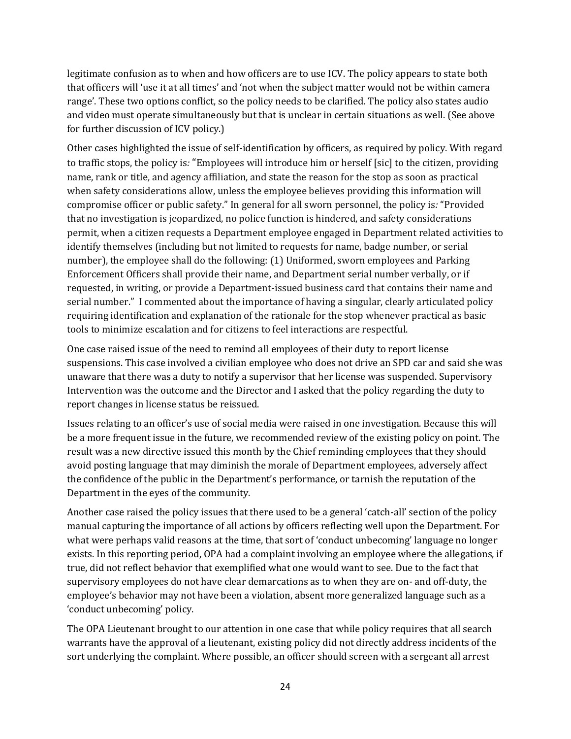legitimate confusion as to when and how officers are to use ICV. The policy appears to state both that officers will 'use it at all times' and 'not when the subject matter would not be within camera range'. These two options conflict, so the policy needs to be clarified. The policy also states audio and video must operate simultaneously but that is unclear in certain situations as well. (See above for further discussion of ICV policy.)

Other cases highlighted the issue of self-identification by officers, as required by policy. With regard to traffic stops, the policy is: "Employees will introduce him or herself [sic] to the citizen, providing name, rank or title, and agency affiliation, and state the reason for the stop as soon as practical when safety considerations allow, unless the employee believes providing this information will compromise officer or public safety." In general for all sworn personnel, the policy is: "Provided that no investigation is jeopardized, no police function is hindered, and safety considerations permit, when a citizen requests a Department employee engaged in Department related activities to identify themselves (including but not limited to requests for name, badge number, or serial number), the employee shall do the following: (1) Uniformed, sworn employees and Parking Enforcement Officers shall provide their name, and Department serial number verbally, or if requested, in writing, or provide a Department-issued business card that contains their name and serial number." I commented about the importance of having a singular, clearly articulated policy requiring identification and explanation of the rationale for the stop whenever practical as basic tools to minimize escalation and for citizens to feel interactions are respectful.

One case raised issue of the need to remind all employees of their duty to report license suspensions. This case involved a civilian employee who does not drive an SPD car and said she was unaware that there was a duty to notify a supervisor that her license was suspended. Supervisory Intervention was the outcome and the Director and I asked that the policy regarding the duty to report changes in license status be reissued.

Issues relating to an officer's use of social media were raised in one investigation. Because this will be a more frequent issue in the future, we recommended review of the existing policy on point. The result was a new directive issued this month by the Chief reminding employees that they should avoid posting language that may diminish the morale of Department employees, adversely affect the confidence of the public in the Department's performance, or tarnish the reputation of the Department in the eyes of the community.

Another case raised the policy issues that there used to be a general 'catch-all' section of the policy manual capturing the importance of all actions by officers reflecting well upon the Department. For what were perhaps valid reasons at the time, that sort of 'conduct unbecoming' language no longer exists. In this reporting period, OPA had a complaint involving an employee where the allegations, if true, did not reflect behavior that exemplified what one would want to see. Due to the fact that supervisory employees do not have clear demarcations as to when they are on- and off-duty, the employee's behavior may not have been a violation, absent more generalized language such as a 'conduct unbecoming' policy.

The OPA Lieutenant brought to our attention in one case that while policy requires that all search warrants have the approval of a lieutenant, existing policy did not directly address incidents of the sort underlying the complaint. Where possible, an officer should screen with a sergeant all arrest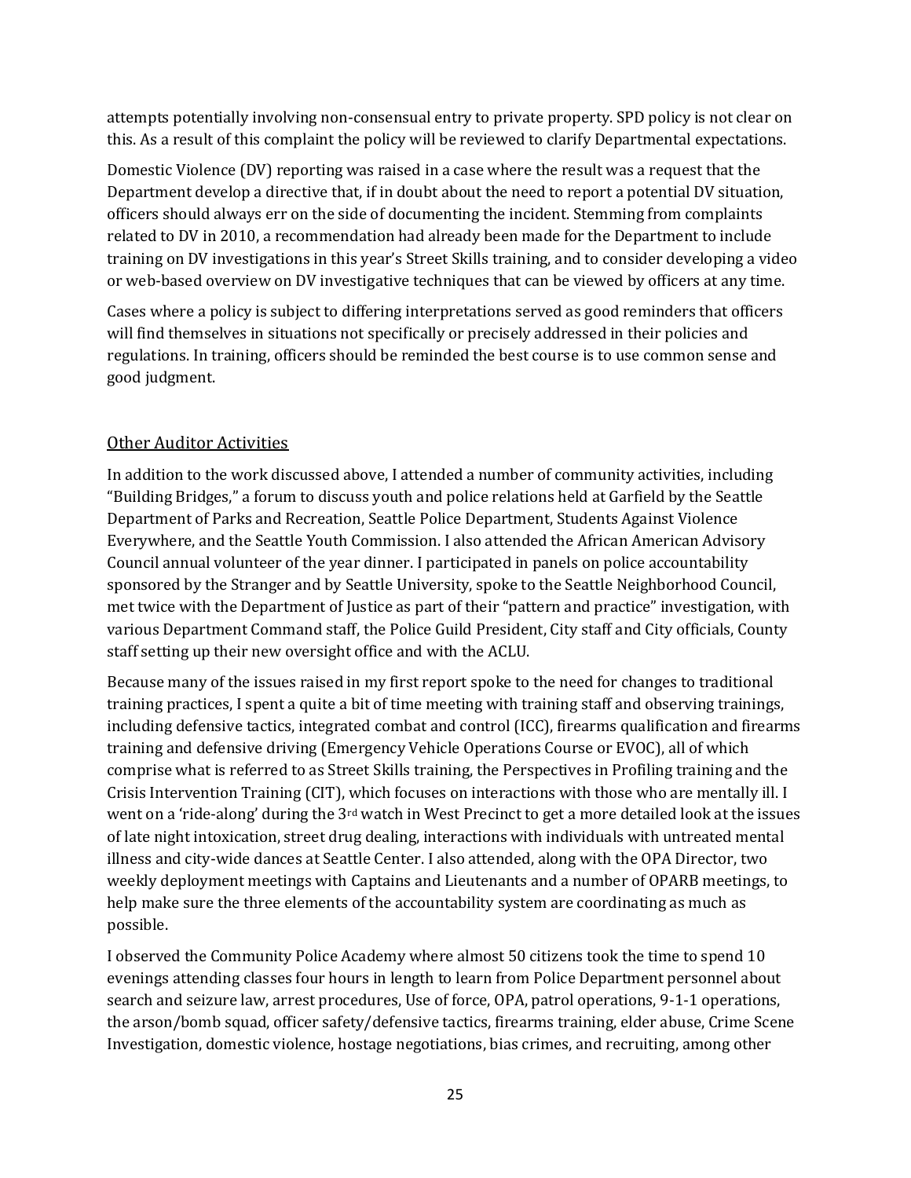attempts potentially involving non-consensual entry to private property. SPD policy is not clear on this. As a result of this complaint the policy will be reviewed to clarify Departmental expectations.

Domestic Violence (DV) reporting was raised in a case where the result was a request that the Department develop a directive that, if in doubt about the need to report a potential DV situation, officers should always err on the side of documenting the incident. Stemming from complaints related to DV in 2010, a recommendation had already been made for the Department to include training on DV investigations in this year's Street Skills training, and to consider developing a video or web-based overview on DV investigative techniques that can be viewed by officers at any time.

Cases where a policy is subject to differing interpretations served as good reminders that officers will find themselves in situations not specifically or precisely addressed in their policies and regulations. In training, officers should be reminded the best course is to use common sense and good judgment.

## Other Auditor Activities

In addition to the work discussed above, I attended a number of community activities, including "Building Bridges," a forum to discuss youth and police relations held at Garfield by the Seattle Department of Parks and Recreation, Seattle Police Department, Students Against Violence Everywhere, and the Seattle Youth Commission. I also attended the African American Advisory Council annual volunteer of the year dinner. I participated in panels on police accountability sponsored by the Stranger and by Seattle University, spoke to the Seattle Neighborhood Council, met twice with the Department of Justice as part of their "pattern and practice" investigation, with various Department Command staff, the Police Guild President, City staff and City officials, County staff setting up their new oversight office and with the ACLU.

Because many of the issues raised in my first report spoke to the need for changes to traditional training practices, I spent a quite a bit of time meeting with training staff and observing trainings, including defensive tactics, integrated combat and control (ICC), firearms qualification and firearms training and defensive driving (Emergency Vehicle Operations Course or EVOC), all of which comprise what is referred to as Street Skills training, the Perspectives in Profiling training and the Crisis Intervention Training (CIT), which focuses on interactions with those who are mentally ill. I went on a 'ride-along' during the 3rd watch in West Precinct to get a more detailed look at the issues of late night intoxication, street drug dealing, interactions with individuals with untreated mental illness and city-wide dances at Seattle Center. I also attended, along with the OPA Director, two weekly deployment meetings with Captains and Lieutenants and a number of OPARB meetings, to help make sure the three elements of the accountability system are coordinating as much as possible.

I observed the Community Police Academy where almost 50 citizens took the time to spend 10 evenings attending classes four hours in length to learn from Police Department personnel about search and seizure law, arrest procedures, Use of force, OPA, patrol operations, 9-1-1 operations, the arson/bomb squad, officer safety/defensive tactics, firearms training, elder abuse, Crime Scene Investigation, domestic violence, hostage negotiations, bias crimes, and recruiting, among other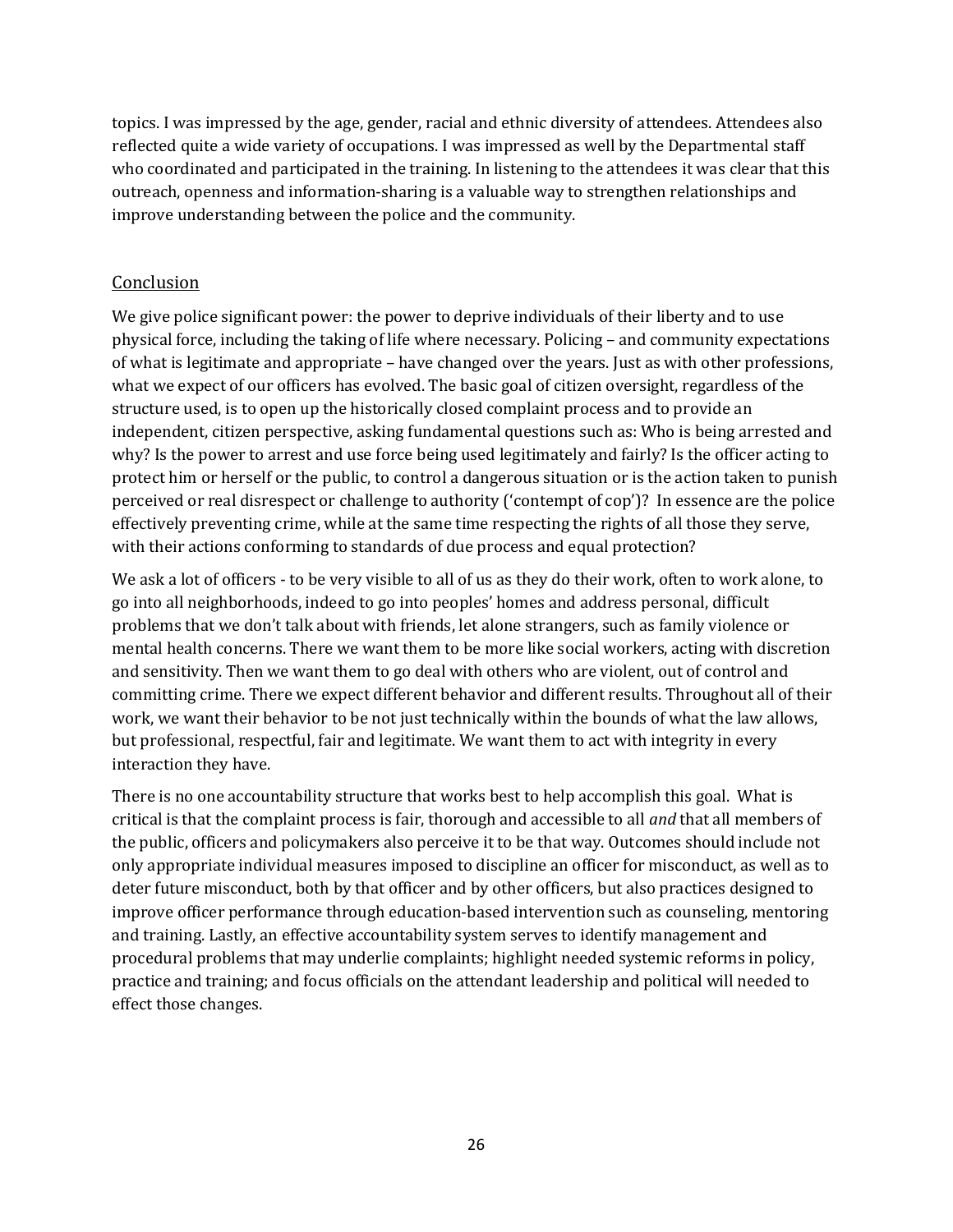topics. I was impressed by the age, gender, racial and ethnic diversity of attendees. Attendees also reflected quite a wide variety of occupations. I was impressed as well by the Departmental staff who coordinated and participated in the training. In listening to the attendees it was clear that this outreach, openness and information-sharing is a valuable way to strengthen relationships and improve understanding between the police and the community.

## Conclusion

We give police significant power: the power to deprive individuals of their liberty and to use physical force, including the taking of life where necessary. Policing – and community expectations of what is legitimate and appropriate – have changed over the years. Just as with other professions, what we expect of our officers has evolved. The basic goal of citizen oversight, regardless of the structure used, is to open up the historically closed complaint process and to provide an independent, citizen perspective, asking fundamental questions such as: Who is being arrested and why? Is the power to arrest and use force being used legitimately and fairly? Is the officer acting to protect him or herself or the public, to control a dangerous situation or is the action taken to punish perceived or real disrespect or challenge to authority ('contempt of cop')? In essence are the police effectively preventing crime, while at the same time respecting the rights of all those they serve, with their actions conforming to standards of due process and equal protection?

We ask a lot of officers - to be very visible to all of us as they do their work, often to work alone, to go into all neighborhoods, indeed to go into peoples' homes and address personal, difficult problems that we don't talk about with friends, let alone strangers, such as family violence or mental health concerns. There we want them to be more like social workers, acting with discretion and sensitivity. Then we want them to go deal with others who are violent, out of control and committing crime. There we expect different behavior and different results. Throughout all of their work, we want their behavior to be not just technically within the bounds of what the law allows, but professional, respectful, fair and legitimate. We want them to act with integrity in every interaction they have.

There is no one accountability structure that works best to help accomplish this goal. What is critical is that the complaint process is fair, thorough and accessible to all *and* that all members of the public, officers and policymakers also perceive it to be that way. Outcomes should include not only appropriate individual measures imposed to discipline an officer for misconduct, as well as to deter future misconduct, both by that officer and by other officers, but also practices designed to improve officer performance through education-based intervention such as counseling, mentoring and training. Lastly, an effective accountability system serves to identify management and procedural problems that may underlie complaints; highlight needed systemic reforms in policy, practice and training; and focus officials on the attendant leadership and political will needed to effect those changes.